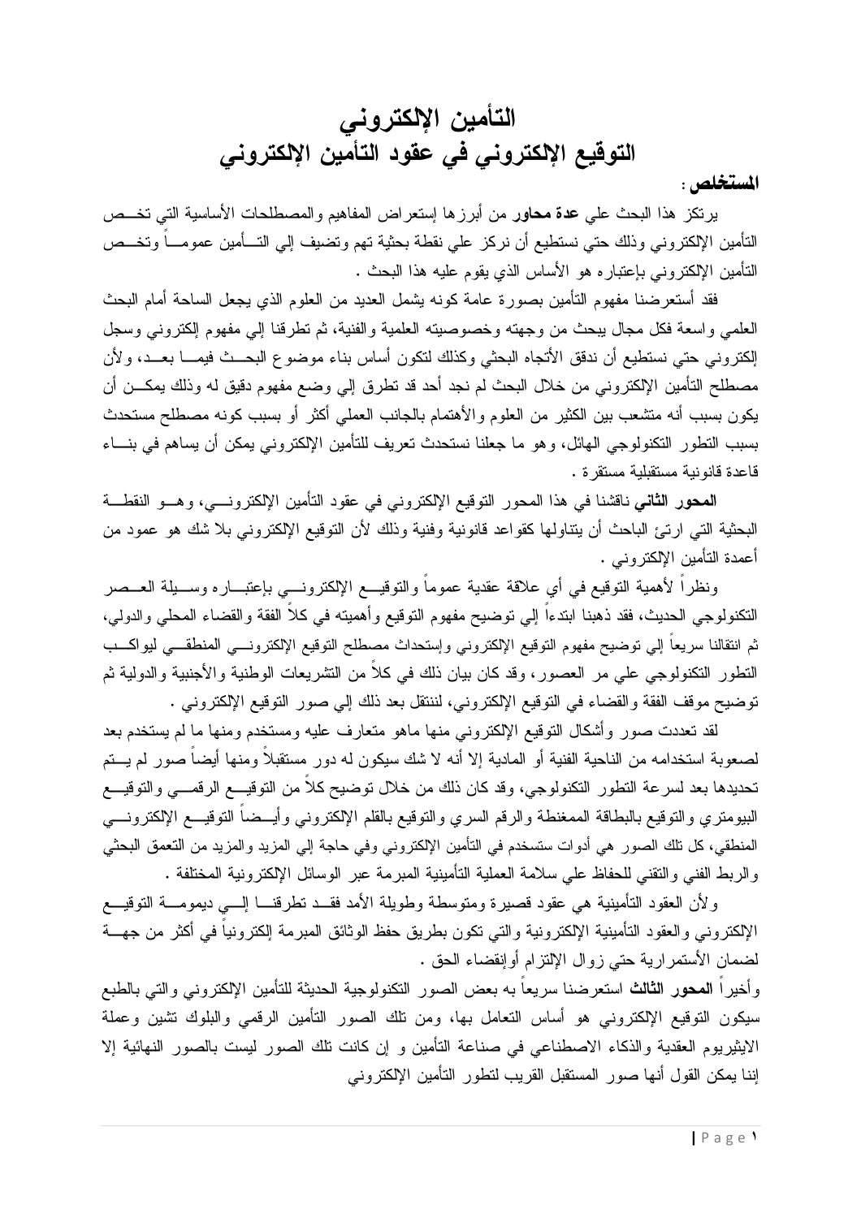# التأمين الإلكتروني
# التوقيع الإلكتروني في عقود التأمين الإلكتروني

**المستخلص :**

يرتكز هذا البحث علي **عدة محاور** من أبرزها إستعراض المفاهيم والمصطلحات الأساسية التي تخص التأمين الإلكتروني وذلك حتي نستطيع أن نركز علي نقطة بحثية تهم وتضيف إلي التأمين عموماً وتخص التأمين الإلكتروني بإعتباره هو الأساس الذي يقوم عليه هذا البحث .

فقد أستعرضنا مفهوم التأمين بصورة عامة كونه يشمل العديد من العلوم الذي يجعل الساحة أمام البحث العلمي واسعة فكل مجال يبحث من وجهته وخصوصيته العلمية والفنية، ثم تطرقنا إلي مفهوم إلكتروني وسجل إلكتروني حتي نستطيع أن ندقق الأتجاه البحثي وكذلك لتكون أساس بناء موضوع البحث فيما بعد، ولأن مصطلح التأمين الإلكتروني من خلال البحث لم نجد أحد قد تطرق إلي وضع مفهوم دقيق له وذلك يمكن أن يكون بسبب أنه متشعب بين الكثير من العلوم والأهتمام بالجانب العملي أكثر أو بسبب كونه مصطلح مستحدث بسبب التطور التكنولوجي الهائل، وهو ما جعلنا نستحدث تعريف للتأمين الإلكتروني يمكن أن يساهم في بناء قاعدة قانونية مستقبلية مستقرة .

**المحور الثاني** ناقشنا في هذا المحور التوقيع الإلكتروني في عقود التأمين الإلكتروني، وهو النقطة البحثية التي ارتئ الباحث أن يتناولها كقواعد قانونية وفنية وذلك لأن التوقيع الإلكتروني بلا شك هو عمود من أعمدة التأمين الإلكتروني .

ونظراً لأهمية التوقيع في أي علاقة عقدية عموماً والتوقيع الإلكتروني بإعتباره وسيلة العصر التكنولوجي الحديث، فقد ذهبنا ابتداءاً إلي توضيح مفهوم التوقيع وأهميته في كلاً الفقة والقضاء المحلي والدولي، ثم انتقالنا سريعاً إلي توضيح مفهوم التوقيع الإلكتروني وإستحداث مصطلح التوقيع الإلكتروني المنطقي ليواكب التطور التكنولوجي علي مر العصور، وقد كان بيان ذلك في كلاً من التشريعات الوطنية والأجنبية والدولية ثم توضيح موقف الفقة والقضاء في التوقيع الإلكتروني، لننتقل بعد ذلك إلي صور التوقيع الإلكتروني .

لقد تعددت صور وأشكال التوقيع الإلكتروني منها ماهو متعارف عليه ومستخدم ومنها ما لم يستخدم بعد لصعوبة استخدامه من الناحية الفنية أو المادية إلا أنه لا شك سيكون له دور مستقبلاً ومنها أيضاً صور لم يتم تحديدها بعد لسرعة التطور التكنولوجي، وقد كان ذلك من خلال توضيح كلاً من التوقيع الرقمي والتوقيع البيومتري والتوقيع بالبطاقة الممغنطة والرقم السري والتوقيع بالقلم الإلكتروني وأيضاً التوقيع الإلكتروني المنطقي، كل تلك الصور هي أدوات ستستخدم في التأمين الإلكتروني وفي حاجة إلي المزيد والمزيد من التعمق البحثي والربط الفني والتقني للحفاظ علي سلامة العملية التأمينية المبرمة عبر الوسائل الإلكترونية المختلفة .

ولأن العقود التأمينية هي عقود قصيرة ومتوسطة وطويلة الأمد فقد تطرقنا إلي ديمومة التوقيع الإلكتروني والعقود التأمينية الإلكترونية والتي تكون بطريق حفظ الوثائق المبرمة إلكترونياً في أكثر من جهة لضمان الأستمرارية حتي زوال الإلتزام أوإنقضاء الحق .

وأخيراً **المحور الثالث** استعرضنا سريعاً به بعض الصور التكنولوجية الحديثة للتأمين الإلكتروني والتي بالطبع سيكون التوقيع الإلكتروني هو أساس التعامل بها، ومن تلك الصور التأمين الرقمي والبلوك تشين وعملة الايثيريوم العقدية والذكاء الاصطناعي في صناعة التأمين و إن كانت تلك الصور ليست بالصور النهائية إلا إننا يمكن القول أنها صور المستقبل القريب لتطور التأمين الإلكتروني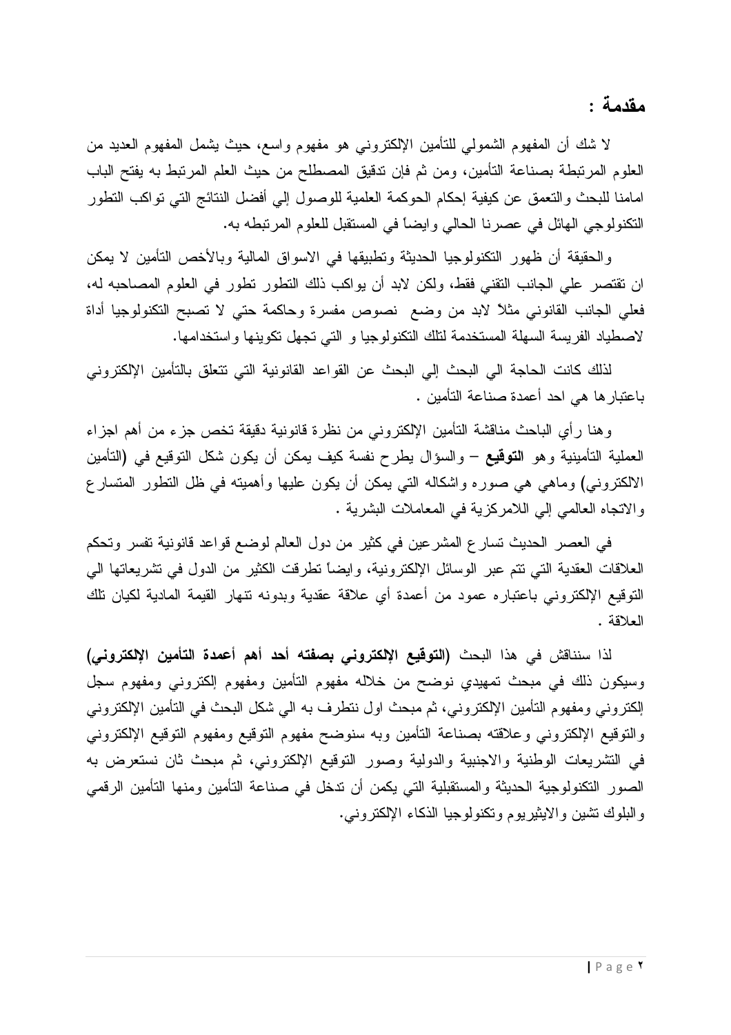## مقدمة :

لا شك أن المفهوم الشمولي للتأمين الإلكتروني هو مفهوم واسع، حيث يشمل المفهوم العديد من العلوم المرتبطة بصناعة التأمين، ومن ثم فإن تدقيق المصطلح من حيث العلم المرتبط به يفتح الباب امامنا للبحث والتعمق عن كيفية إحكام الحوكمة العلمية للوصول إلي أفضل النتائج التي تواكب التطور التكنولوجي الهائل في عصرنا الحالي وايضاً في المستقبل للعلوم المرتبطه به.

والحقيقة أن ظهور التكنولوجيا الحديثة وتطبيقها في الاسواق المالية وبالأخص التأمين لا يمكن ان تقتصر علي الجانب التقني فقط، ولكن لابد أن يواكب ذلك التطور تطور في العلوم المصاحبه له، فعلي الجانب القانوني مثلاً لابد من وضع نصوص مفسرة وحاكمة حتي لا تصبح التكنولوجيا أداة لاصطياد الفريسة السهلة المستخدمة لتلك التكنولوجيا و التي تجهل تكوينها واستخدامها.

لذلك كانت الحاجة الي البحث إلي البحث عن القواعد القانونية التي تتعلق بالتأمين الإلكتروني باعتبارها هي احد أعمدة صناعة التأمين .

وهنا رأي الباحث مناقشة التأمين الإلكتروني من نظرة قانونية دقيقة تخص جزء من أهم اجزاء العملية التأمينية وهو **التوقيع** – والسؤال يطرح نفسة كيف يمكن أن يكون شكل التوقيع في (التأمين الالكتروني) وماهي هي صوره واشكاله التي يمكن أن يكون عليها وأهميته في ظل التطور المتسارع والاتجاه العالمي إلي اللامركزية في المعاملات البشرية .

في العصر الحديث تسارع المشرعين في كثير من دول العالم لوضع قواعد قانونية تفسر وتحكم العلاقات العقدية التي تتم عبر الوسائل الإلكترونية، وايضاً تطرقت الكثير من الدول في تشريعاتها الي التوقيع الإلكتروني باعتباره عمود من أعمدة أي علاقة عقدية وبدونه تنهار القيمة المادية لكيان تلك العلاقة .

لذا سنناقش في هذا البحث **(التوقيع الإلكتروني بصفته أحد أهم أعمدة التأمين الإلكتروني)** وسيكون ذلك في مبحث تمهيدي نوضح من خلاله مفهوم التأمين ومفهوم إلكتروني ومفهوم سجل إلكتروني ومفهوم التأمين الإلكتروني، ثم مبحث اول نتطرف به الي شكل البحث في التأمين الإلكتروني والتوقيع الإلكتروني وعلاقته بصناعة التأمين وبه سنوضح مفهوم التوقيع ومفهوم التوقيع الإلكتروني في التشريعات الوطنية والاجنبية والدولية وصور التوقيع الإلكتروني، ثم مبحث ثان نستعرض به الصور التكنولوجية الحديثة والمستقبلية التي يكمن أن تدخل في صناعة التأمين ومنها التأمين الرقمي والبلوك تشين والايثيريوم وتكنولوجيا الذكاء الإلكتروني.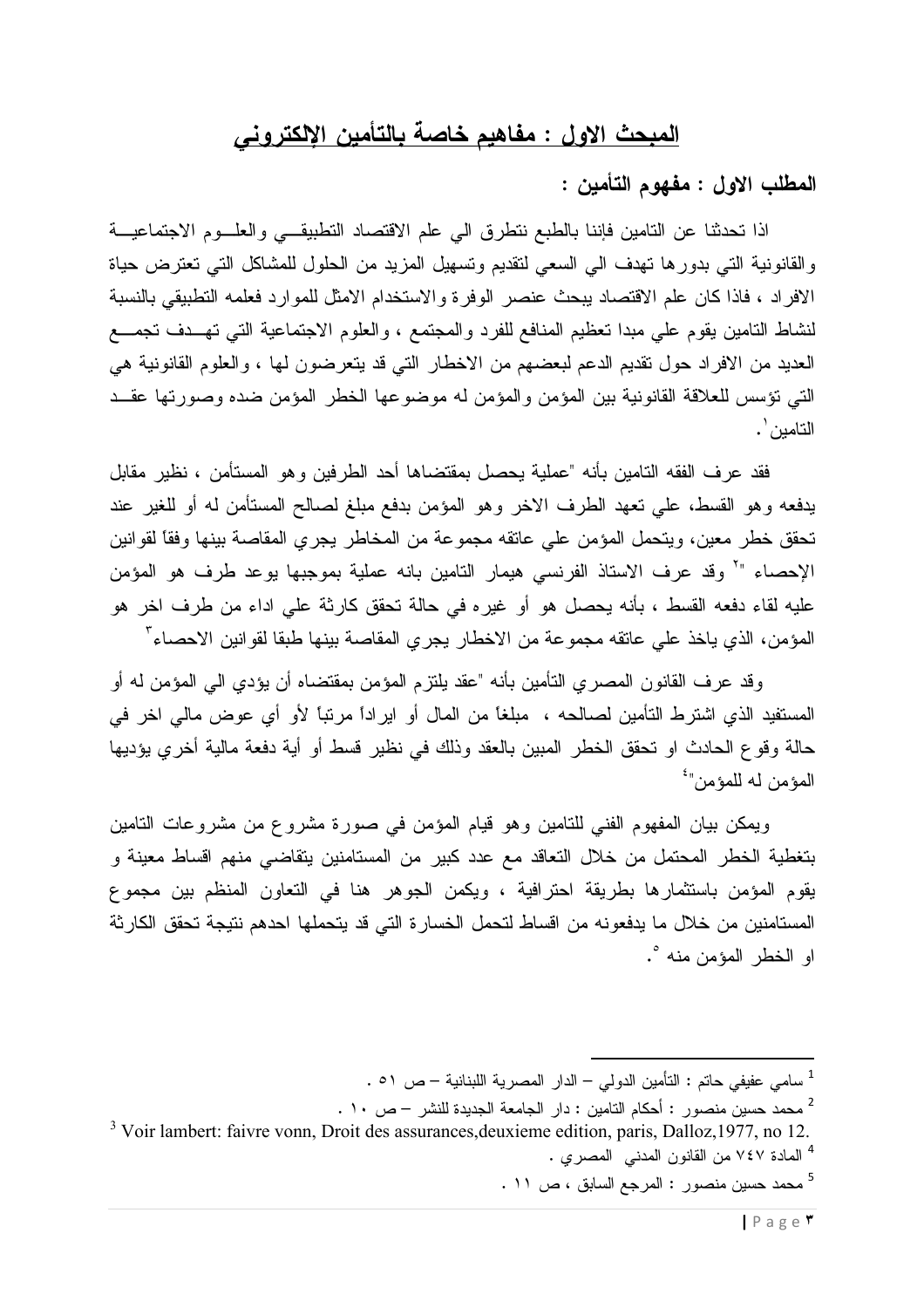## المبحث الاول : مفاهيم خاصة بالتأمين الإلكتروني

### المطلب الاول : مفهوم التأمين :

اذا تحدثنا عن التامين فإننا بالطبع نتطرق الي علم الاقتصاد التطبيقي والعلوم الاجتماعية والقانونية التي بدورها تهدف الي السعي لتقديم وتسهيل المزيد من الحلول للمشاكل التي تعترض حياة الافراد ، فاذا كان علم الاقتصاد يبحث عنصر الوفرة والاستخدام الامثل للموارد فعلمه التطبيقي بالنسبة لنشاط التامين يقوم علي مبدا تعظيم المنافع للفرد والمجتمع ، والعلوم الاجتماعية التي تهدف تجمع العديد من الافراد حول تقديم الدعم لبعضهم من الاخطار التي قد يتعرضون لها ، والعلوم القانونية هي التي تؤسس للعلاقة القانونية بين المؤمن والمؤمن له موضوعها الخطر المؤمن ضده وصورتها عقد التامين[1].

فقد عرف الفقه التامين بأنه "عملية يحصل بمقتضاها أحد الطرفين وهو المستأمن ، نظير مقابل يدفعه وهو القسط، علي تعهد الطرف الاخر وهو المؤمن بدفع مبلغ لصالح المستأمن له أو للغير عند تحقق خطر معين، ويتحمل المؤمن علي عاتقه مجموعة من المخاطر يجري المقاصة بينها وفقاً لقوانين الإحصاء "[2] وقد عرف الاستاذ الفرنسي هيمار التامين بانه عملية بموجبها يوعد طرف هو المؤمن عليه لقاء دفعه القسط ، بأنه يحصل هو أو غيره في حالة تحقق كارثة علي اداء من طرف اخر هو المؤمن، الذي ياخذ علي عاتقه مجموعة من الاخطار يجري المقاصة بينها طبقا لقوانين الاحصاء[3]

وقد عرف القانون المصري التأمين بأنه "عقد يلتزم المؤمن بمقتضاه أن يؤدي الي المؤمن له أو المستفيد الذي اشترط التأمين لصالحه ، مبلغاً من المال أو ايراداً مرتباً لأو أي عوض مالي اخر في حالة وقوع الحادث او تحقق الخطر المبين بالعقد وذلك في نظير قسط أو أية دفعة مالية أخري يؤديها المؤمن له للمؤمن"[4]

ويمكن بيان المفهوم الفني للتامين وهو قيام المؤمن في صورة مشروع من مشروعات التامين بتغطية الخطر المحتمل من خلال التعاقد مع عدد كبير من المستامنين يتقاضي منهم اقساط معينة و يقوم المؤمن باستثمارها بطريقة احترافية ، ويكمن الجوهر هنا في التعاون المنظم بين مجموع المستامنين من خلال ما يدفعونه من اقساط لتحمل الخسارة التي قد يتحملها احدهم نتيجة تحقق الكارثة او الخطر المؤمن منه [5].

---

[1] سامي عفيفي حاتم : التأمين الدولي – الدار المصرية اللبنانية – ص ٥١ .

[2] محمد حسين منصور : أحكام التامين : دار الجامعة الجديدة للنشر – ص ١٠ .

[3] Voir lambert: faivre vonn, Droit des assurances,deuxieme edition, paris, Dalloz,1977, no 12.

[4] المادة ٧٤٧ من القانون المدني المصري .

[5] محمد حسين منصور : المرجع السابق ، ص ١١ .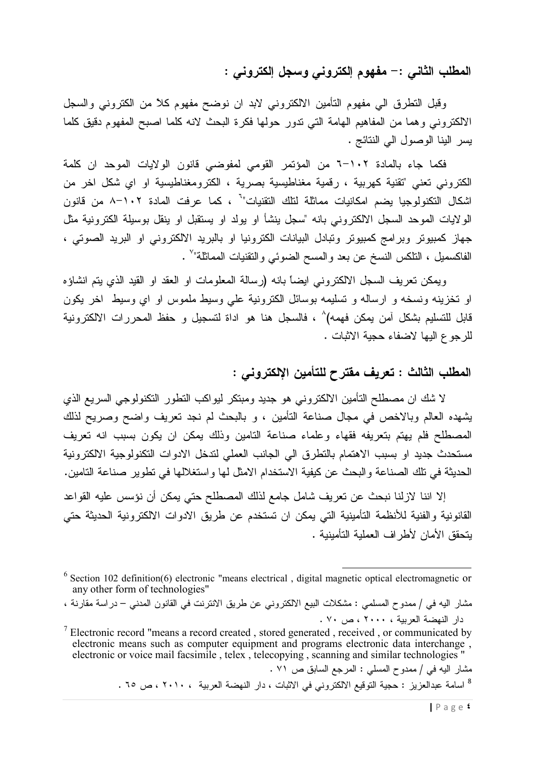## المطلب الثاني :- مفهوم إلكتروني وسجل إلكتروني :

وقبل التطرق الي مفهوم التأمين الالكتروني لابد ان نوضح مفهوم كلاً من الكتروني والسجل الالكتروني وهما من المفاهيم الهامة التي تدور حولها فكرة البحث لانه كلما اصبح المفهوم دقيق كلما يسر الينا الوصول الي النتائج .

فكما جاء بالمادة ١٠٢-٦ من المؤتمر القومي لمفوضي قانون الولايات الموحد ان كلمة الكتروني تعني "تقنية كهربية ، رقمية مغناطيسية بصرية ، الكترومغناطيسية او اي شكل اخر من اشكال التكنولوجيا يضم امكانيات مماثلة لتلك التقنيات"[٦] ، كما عرفت المادة ١٠٢-٨ من قانون الولايات الموحد السجل الالكتروني بانه "سجل ينشأ او يولد او يستقبل او ينقل بوسيلة الكترونية مثل جهاز كمبيوتر وبرامج كمبيوتر وتبادل البيانات الكترونيا او بالبريد الالكتروني او البريد الصوتي ، الفاكسميل ، التلكس النسخ عن بعد والمسح الضوئي والتقنيات المماثلة"[٧] .

ويمكن تعريف السجل الالكتروني ايضاً بانه (رسالة المعلومات او العقد او القيد الذي يتم انشاؤه او تخزينه ونسخه و ارساله و تسليمه بوسائل الكترونية علي وسيط ملموس او اي وسيط اخر يكون قابل للتسليم بشكل آمن يمكن فهمه)[٨] ، فالسجل هنا هو اداة لتسجيل و حفظ المحررات الالكترونية للرجوع اليها لاضفاء حجية الاثبات .

## المطلب الثالث : تعريف مقترح للتأمين الإلكتروني :

لا شك ان مصطلح التأمين الالكتروني هو جديد ومبتكر ليواكب التطور التكنولوجي السريع الذي يشهده العالم وبالاخص في مجال صناعة التأمين ، و بالبحث لم نجد تعريف واضح وصريح لذلك المصطلح فلم يهتم بتعريفه فقهاء وعلماء صناعة التامين وذلك يمكن ان يكون بسبب انه تعريف مستحدث جديد او بسبب الاهتمام بالتطرق الي الجانب العملي لتدخل الادوات التكنولوجية الالكترونية الحديثة في تلك الصناعة والبحث عن كيفية الاستخدام الامثل لها واستغلالها في تطوير صناعة التامين.

إلا اننا لازلنا نبحث عن تعريف شامل جامع لذلك المصطلح حتي يمكن أن نؤسس عليه القواعد القانونية والفنية للأنظمة التأمينية التي يمكن ان تستخدم عن طريق الادوات الالكترونية الحديثة حتي يتحقق الأمان لأطراف العملية التأمينية .

---

[6] Section 102 definition(6) electronic "means electrical , digital magnetic optical electromagnetic or any other form of technologies"

مشار اليه في / ممدوح المسلمي : مشكلات البيع الالكتروني عن طريق الانترنت في القانون المدني – دراسة مقارنة ، دار النهضة العربية ، ٢٠٠٠ ، ص ٧٠ .

[7] Electronic record "means a record created , stored generated , received , or communicated by electronic means such as computer equipment and programs electronic data interchange , electronic or voice mail facsimile , telex , telecopying , scanning and similar technologies "

مشار اليه في / ممدوح المسلي : المرجع السابق ص ٧١ .

[8] اسامة عبدالعزيز : حجية التوقيع الالكتروني في الاثبات ، دار النهضة العربية ، ٢٠١٠ ، ص ٦٥ .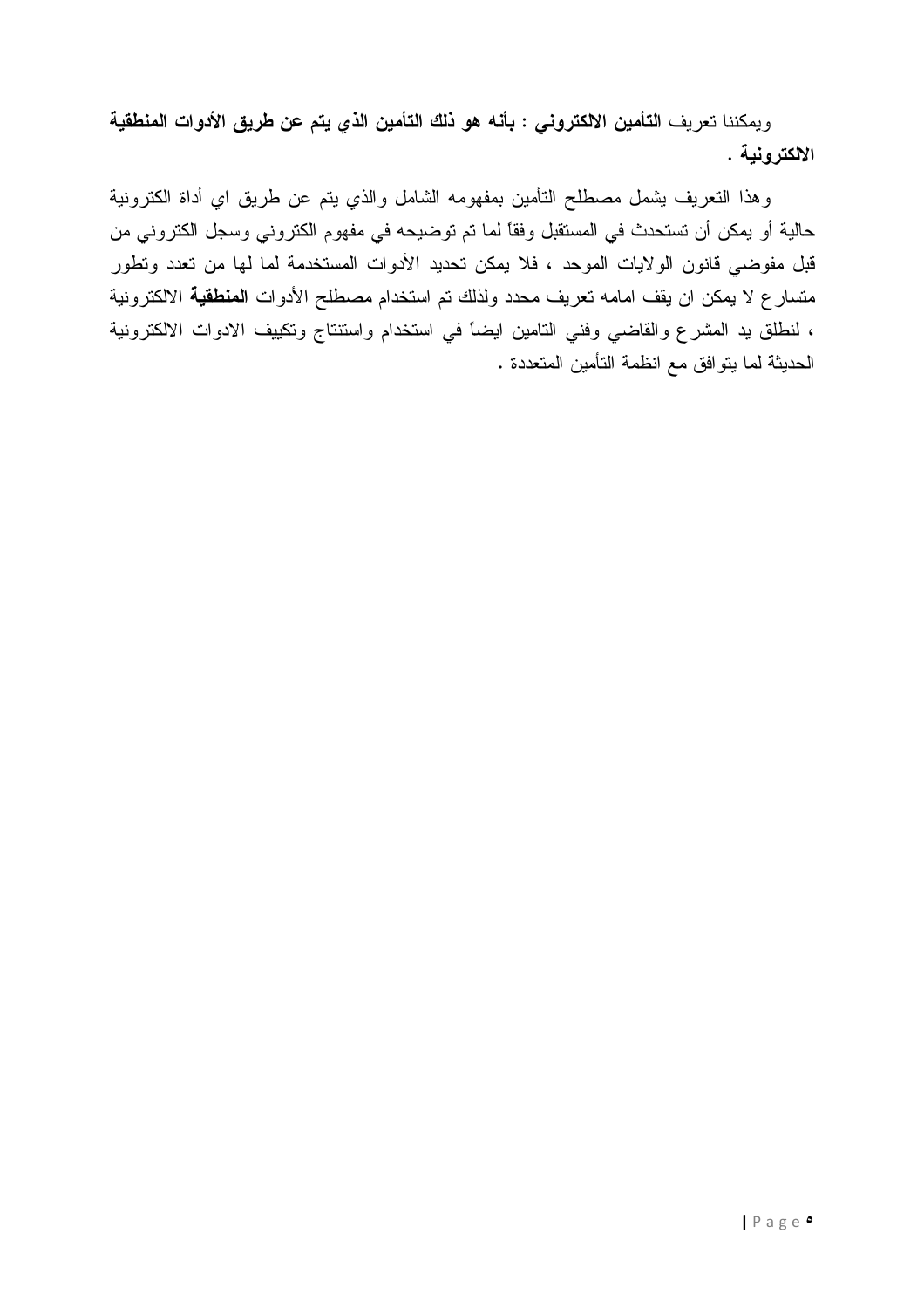ويمكننا تعريف **التأمين الالكتروني : بأنه هو ذلك التأمين الذي يتم عن طريق الأدوات المنطقية الالكترونية .**

وهذا التعريف يشمل مصطلح التأمين بمفهومه الشامل والذي يتم عن طريق اي أداة الكترونية حالية أو يمكن أن تستحدث في المستقبل وفقاً لما تم توضيحه في مفهوم الكتروني وسجل الكتروني من قبل مفوضي قانون الولايات الموحد ، فلا يمكن تحديد الأدوات المستخدمة لما لها من تعدد وتطور متسارع لا يمكن ان يقف امامه تعريف محدد ولذلك تم استخدام مصطلح الأدوات **المنطقية** الالكترونية ، لنطلق يد المشرع والقاضي وفني التامين ايضاً في استخدام واستنتاج وتكييف الادوات الالكترونية الحديثة لما يتوافق مع انظمة التأمين المتعددة .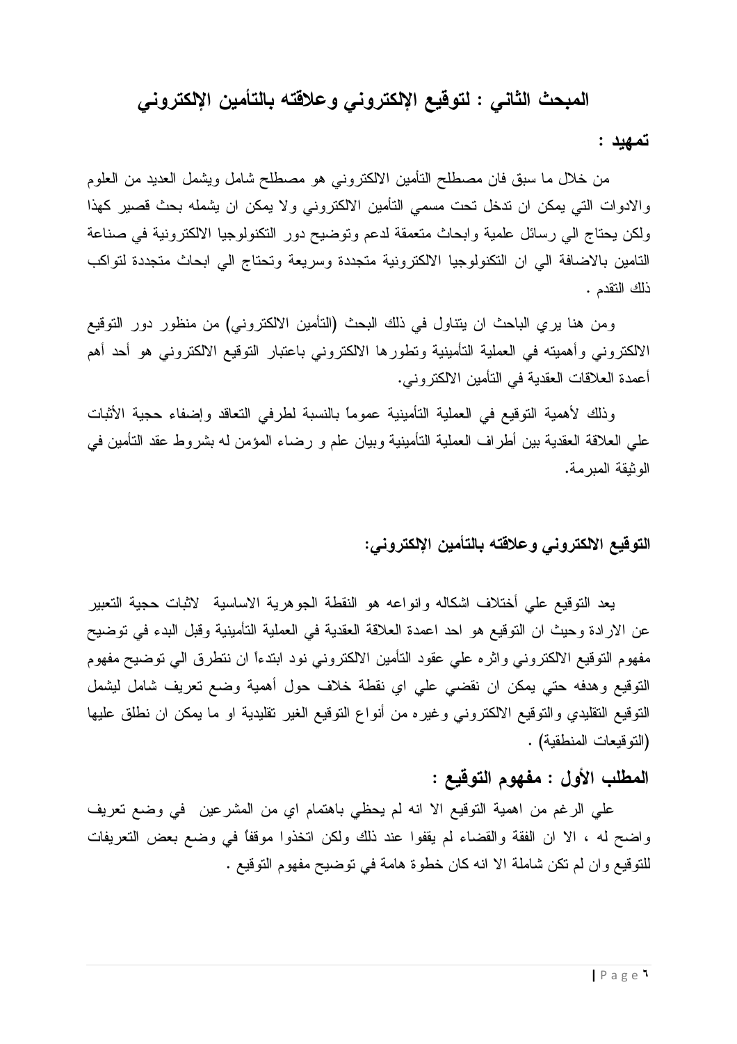## المبحث الثاني : لتوقيع الإلكتروني وعلاقته بالتأمين الإلكتروني

**تمهيد :**

من خلال ما سبق فان مصطلح التأمين الالكتروني هو مصطلح شامل ويشمل العديد من العلوم والادوات التي يمكن ان تدخل تحت مسمي التأمين الالكتروني ولا يمكن ان يشمله بحث قصير كهذا ولكن يحتاج الي رسائل علمية وابحاث متعمقة لدعم وتوضيح دور التكنولوجيا الالكترونية في صناعة التامين بالاضافة الي ان التكنولوجيا الالكترونية متجددة وسريعة وتحتاج الي ابحاث متجددة لتواكب ذلك التقدم .

ومن هنا يري الباحث ان يتناول في ذلك البحث (التأمين الالكتروني) من منظور دور التوقيع الالكتروني وأهميته في العملية التأمينية وتطورها الالكتروني باعتبار التوقيع الالكتروني هو أحد أهم أعمدة العلاقات العقدية في التأمين الالكتروني.

وذلك لأهمية التوقيع في العملية التأمينية عموماً بالنسبة لطرفي التعاقد وإضفاء حجية الأثبات علي العلاقة العقدية بين أطراف العملية التأمينية وبيان علم و رضاء المؤمن له بشروط عقد التأمين في الوثيقة المبرمة.

### التوقيع الالكتروني وعلاقته بالتأمين الإلكتروني:

يعد التوقيع علي أختلاف اشكاله وانواعه هو النقطة الجوهرية الاساسية لاثبات حجية التعبير عن الارادة وحيث ان التوقيع هو احد اعمدة العلاقة العقدية في العملية التأمينية وقبل البدء في توضيح مفهوم التوقيع الالكتروني واثره علي عقود التأمين الالكتروني نود ابتداءاً ان نتطرق الي توضيح مفهوم التوقيع وهدفه حتي يمكن ان نقضي علي اي نقطة خلاف حول أهمية وضع تعريف شامل ليشمل التوقيع التقليدي والتوقيع الالكتروني وغيره من أنواع التوقيع الغير تقليدية او ما يمكن ان نطلق عليها (التوقيعات المنطقية) .

### المطلب الأول : مفهوم التوقيع :

علي الرغم من اهمية التوقيع الا انه لم يحظي باهتمام اي من المشرعين في وضع تعريف واضح له ، الا ان الفقة والقضاء لم يقفوا عند ذلك ولكن اتخذوا موقفاً في وضع بعض التعريفات للتوقيع وان لم تكن شاملة الا انه كان خطوة هامة في توضيح مفهوم التوقيع .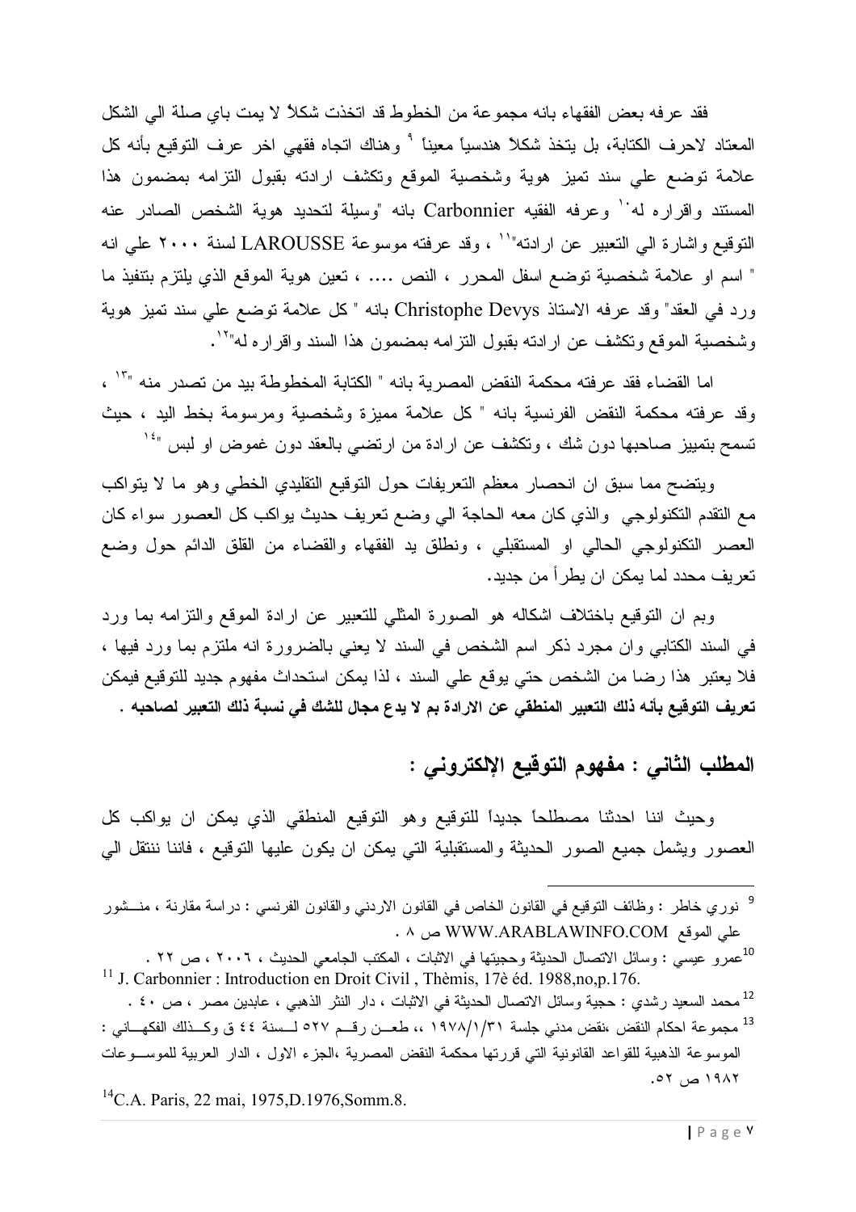فقد عرفه بعض الفقهاء بانه مجموعة من الخطوط قد اتخذت شكلاً لا يمت باي صلة الي الشكل المعتاد لاحرف الكتابة، بل يتخذ شكلاً هندسياً معيناً [٩] وهناك اتجاه فقهي اخر عرف التوقيع بأنه كل علامة توضع علي سند تميز هوية وشخصية الموقع وتكشف ارادته بقبول التزامه بمضمون هذا المستند واقراره له[١٠] وعرفه الفقيه Carbonnier بانه "وسيلة لتحديد هوية الشخص الصادر عنه التوقيع واشارة الي التعبير عن ارادته"[١١] ، وقد عرفته موسوعة LAROUSSE لسنة ٢٠٠٠ علي انه " اسم او علامة شخصية توضع اسفل المحرر ، النص .... ، تعين هوية الموقع الذي يلتزم بتنفيذ ما ورد في العقد" وقد عرفه الاستاذ Christophe Devys بانه " كل علامة توضع علي سند تميز هوية وشخصية الموقع وتكشف عن ارادته بقبول التزامه بمضمون هذا السند واقراره له"[١٢].

اما القضاء فقد عرفته محكمة النقض المصرية بانه " الكتابة المخطوطة بيد من تصدر منه "[١٣] ، وقد عرفته محكمة النقض الفرنسية بانه " كل علامة مميزة وشخصية ومرسومة بخط اليد ، حيث تسمح بتمييز صاحبها دون شك ، وتكشف عن ارادة من ارتضي بالعقد دون غموض او لبس "[١٤]

ويتضح مما سبق ان انحصار معظم التعريفات حول التوقيع التقليدي الخطي وهو ما لا يتواكب مع التقدم التكنولوجي والذي كان معه الحاجة الي وضع تعريف حديث يواكب كل العصور سواء كان العصر التكنولوجي الحالي او المستقبلي ، ونطلق يد الفقهاء والقضاء من القلق الدائم حول وضع تعريف محدد لما يمكن ان يطرأ من جديد.

وبم ان التوقيع باختلاف اشكاله هو الصورة المثلي للتعبير عن ارادة الموقع والتزامه بما ورد في السند الكتابي وان مجرد ذكر اسم الشخص في السند لا يعني بالضرورة انه ملتزم بما ورد فيها ، فلا يعتبر هذا رضا من الشخص حتي يوقع علي السند ، لذا يمكن استحداث مفهوم جديد للتوقيع فيمكن **تعريف التوقيع بأنه ذلك التعبير المنطقي عن الارادة بم لا يدع مجال للشك في نسبة ذلك التعبير لصاحبه .**

## المطلب الثاني : مفهوم التوقيع الإلكتروني :

وحيث اننا احدثنا مصطلحاً جديداً للتوقيع وهو التوقيع المنطقي الذي يمكن ان يواكب كل العصور ويشمل جميع الصور الحديثة والمستقبلية التي يمكن ان يكون عليها التوقيع ، فاننا ننتقل الي

---

[9] نوري خاطر : وظائف التوقيع في القانون الخاص في القانون الاردني والقانون الفرنسي : دراسة مقارنة ، منشور علي الموقع WWW.ARABLAWINFO.COM ص ٨ .

[10] عمرو عيسي : وسائل الاتصال الحديثة وحجيتها في الاثبات ، المكتب الجامعي الحديث ، ٢٠٠٦ ، ص ٢٢ .

[11] J. Carbonnier : Introduction en Droit Civil , Thèmis, 17è éd. 1988,no,p.176.

[12] محمد السعيد رشدي : حجية وسائل الاتصال الحديثة في الاثبات ، دار النشر الذهبي ، عابدين مصر ، ص ٤٠ .

[13] مجموعة احكام النقض ،نقض مدني جلسة ١٩٧٨/١/٣١ ،، طعن رقم ٥٢٧ لسنة ٤٤ ق وكذلك الفكهاني : الموسوعة الذهبية للقواعد القانونية التي قررتها محكمة النقض المصرية ،الجزء الاول ، الدار العربية للموسوعات ١٩٨٢ ص ٥٢.

[14] C.A. Paris, 22 mai, 1975,D.1976,Somm.8.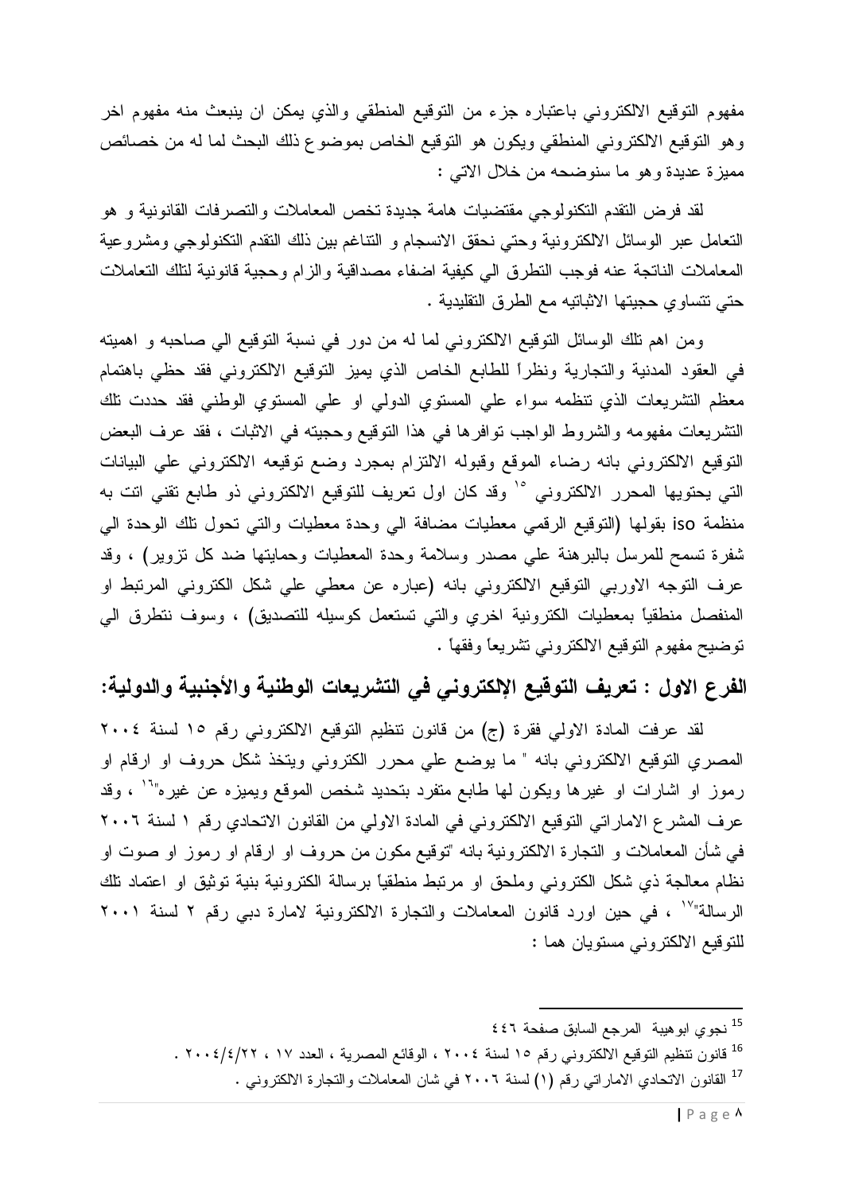مفهوم التوقيع الالكتروني باعتباره جزء من التوقيع المنطقي والذي يمكن ان ينبعث منه مفهوم اخر وهو التوقيع الالكتروني المنطقي ويكون هو التوقيع الخاص بموضوع ذلك البحث لما له من خصائص مميزة عديدة وهو ما سنوضحه من خلال الاتي :

لقد فرض التقدم التكنولوجي مقتضيات هامة جديدة تخص المعاملات والتصرفات القانونية و هو التعامل عبر الوسائل الالكترونية وحتي نحقق الانسجام و التناغم بين ذلك التقدم التكنولوجي ومشروعية المعاملات الناتجة عنه فوجب التطرق الي كيفية اضفاء مصداقية والزام وحجية قانونية لتلك التعاملات حتي تتساوي حجيتها الاثباتيه مع الطرق التقليدية .

ومن اهم تلك الوسائل التوقيع الالكتروني لما له من دور في نسبة التوقيع الي صاحبه و اهميته في العقود المدنية والتجارية ونظراً للطابع الخاص الذي يميز التوقيع الالكتروني فقد حظي باهتمام معظم التشريعات الذي تنظمه سواء علي المستوي الدولي او علي المستوي الوطني فقد حددت تلك التشريعات مفهومه والشروط الواجب توافرها في هذا التوقيع وحجيته في الاثبات ، فقد عرف البعض التوقيع الالكتروني بانه رضاء الموقع وقبوله الالتزام بمجرد وضع توقيعه الالكتروني علي البيانات التي يحتويها المحرر الالكتروني [١٥] وقد كان اول تعريف للتوقيع الالكتروني ذو طابع تقني اتت به منظمة iso بقولها (التوقيع الرقمي معطيات مضافة الي وحدة معطيات والتي تحول تلك الوحدة الي شفرة تسمح للمرسل بالبرهنة علي مصدر وسلامة وحدة المعطيات وحمايتها ضد كل تزوير) ، وقد عرف التوجه الاوربي التوقيع الالكتروني بانه (عباره عن معطي علي شكل الكتروني المرتبط او المنفصل منطقياً بمعطيات الكترونية اخري والتي تستعمل كوسيله للتصديق) ، وسوف نتطرق الي توضيح مفهوم التوقيع الالكتروني تشريعاً وفقهاً .

## الفرع الاول : تعريف التوقيع الإلكتروني في التشريعات الوطنية والأجنبية والدولية:

لقد عرفت المادة الاولي فقرة (ج) من قانون تنظيم التوقيع الالكتروني رقم ١٥ لسنة ٢٠٠٤ المصري التوقيع الالكتروني بانه " ما يوضع علي محرر الكتروني ويتخذ شكل حروف او ارقام او رموز او اشارات او غيرها ويكون لها طابع متفرد بتحديد شخص الموقع ويميزه عن غيره"[١٦] ، وقد عرف المشرع الاماراتي التوقيع الالكتروني في المادة الاولي من القانون الاتحادي رقم ١ لسنة ٢٠٠٦ في شأن المعاملات و التجارة الالكترونية بانه "توقيع مكون من حروف او ارقام او رموز او صوت او نظام معالجة ذي شكل الكتروني وملحق او مرتبط منطقياً برسالة الكترونية بنية توثيق او اعتماد تلك الرسالة"[١٧] ، في حين اورد قانون المعاملات والتجارة الالكترونية لامارة دبي رقم ٢ لسنة ٢٠٠١ للتوقيع الالكتروني مستويان هما :

---

[15] نجوي ابوهيبة المرجع السابق صفحة ٤٤٦

[16] قانون تنظيم التوقيع الالكتروني رقم ١٥ لسنة ٢٠٠٤ ، الوقائع المصرية ، العدد ١٧ ، ٢٠٠٤/٤/٢٢ .

[17] القانون الاتحادي الاماراتي رقم (١) لسنة ٢٠٠٦ في شان المعاملات والتجارة الالكتروني .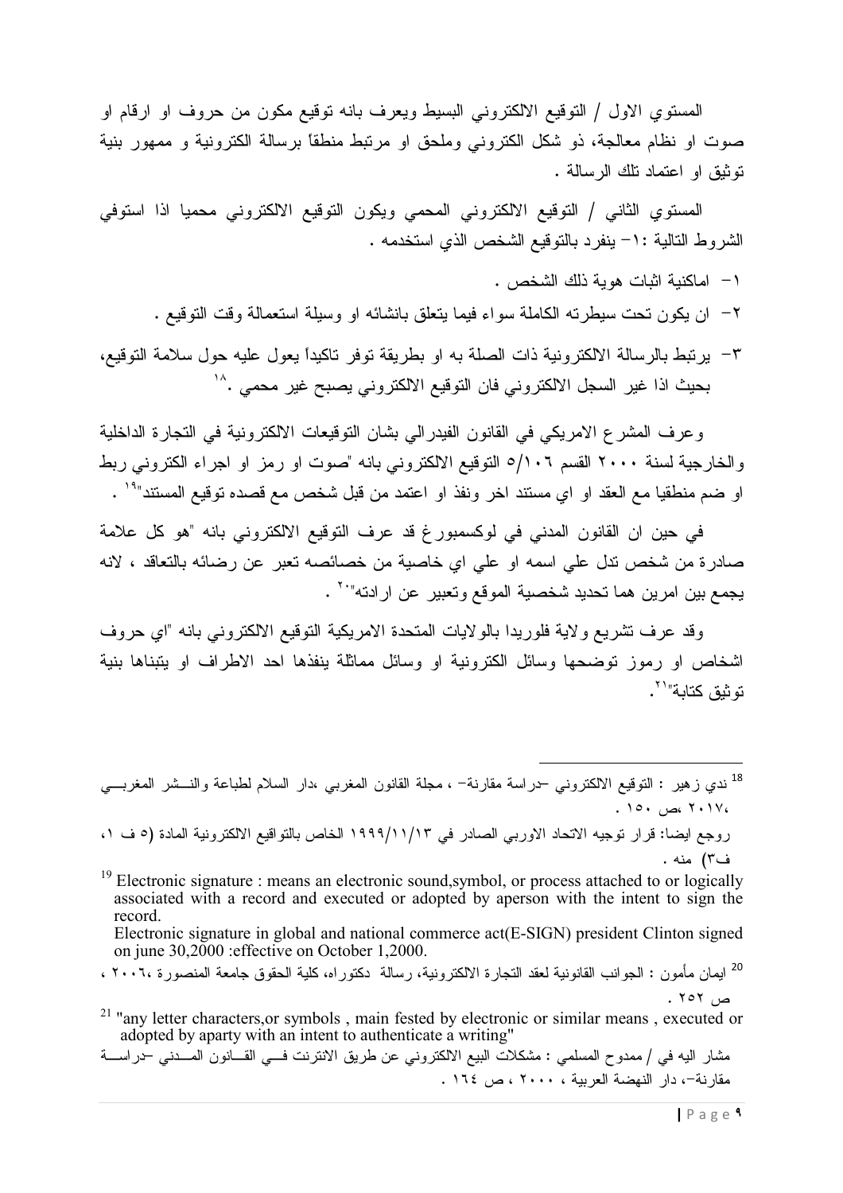المستوي الاول / التوقيع الالكتروني البسيط ويعرف بانه توقيع مكون من حروف او ارقام او صوت او نظام معالجة، ذو شكل الكتروني وملحق او مرتبط منطقاً برسالة الكترونية و ممهور بنية توثيق او اعتماد تلك الرسالة .

المستوي الثاني / التوقيع الالكتروني المحمي ويكون التوقيع الالكتروني محميا اذا استوفي الشروط التالية :١- ينفرد بالتوقيع الشخص الذي استخدمه .

١- اماكنية اثبات هوية ذلك الشخص .

٢- ان يكون تحت سيطرته الكاملة سواء فيما يتعلق بانشائه او وسيلة استعمالة وقت التوقيع .

٣- يرتبط بالرسالة الالكترونية ذات الصلة به او بطريقة توفر تاكيداً يعول عليه حول سلامة التوقيع، بحيث اذا غير السجل الالكتروني فان التوقيع الالكتروني يصبح غير محمي .[18]

وعرف المشرع الامريكي في القانون الفيدرالي بشان التوقيعات الالكترونية في التجارة الداخلية والخارجية لسنة ٢٠٠٠ القسم ٥/١٠٦ التوقيع الالكتروني بانه "صوت او رمز او اجراء الكتروني ربط او ضم منطقيا مع العقد او اي مستند اخر ونفذ او اعتمد من قبل شخص مع قصده توقيع المستند"[19] .

في حين ان القانون المدني في لوكسمبورغ قد عرف التوقيع الالكتروني بانه "هو كل علامة صادرة من شخص تدل علي اسمه او علي اي خاصية من خصائصه تعبر عن رضائه بالتعاقد ، لانه يجمع بين امرين هما تحديد شخصية الموقع وتعبير عن ارادته"[20] .

وقد عرف تشريع ولاية فلوريدا بالولايات المتحدة الامريكية التوقيع الالكتروني بانه "اي حروف اشخاص او رموز توضحها وسائل الكترونية او وسائل مماثلة ينفذها احد الاطراف او يتبناها بنية توثيق كتابة"[21].

---

[18] ندي زهير : التوقيع الالكتروني –دراسة مقارنة– ، مجلة القانون المغربي ،دار السلام لطباعة والنشر المغربي ،٢٠١٧ ،ص ١٥٠ .

روجع ايضا: قرار توجيه الاتحاد الاوربي الصادر في ١٩٩٩/١١/١٣ الخاص بالتواقيع الالكترونية المادة (٥ ف ١، ف٣) منه .

[19] Electronic signature : means an electronic sound,symbol, or process attached to or logically associated with a record and executed or adopted by aperson with the intent to sign the record.
Electronic signature in global and national commerce act(E-SIGN) president Clinton signed on june 30,2000 :effective on October 1,2000.

[20] ايمان مأمون : الجوانب القانونية لعقد التجارة الالكترونية، رسالة دكتوراه، كلية الحقوق جامعة المنصورة ،٢٠٠٦ ، ص ٢٥٢ .

[21] "any letter characters,or symbols , main fested by electronic or similar means , executed or adopted by aparty with an intent to authenticate a writing"

مشار اليه في / ممدوح المسلمي : مشكلات البيع الالكتروني عن طريق الانترنت في القانون المدني –دراسة مقارنة–، دار النهضة العربية ، ٢٠٠٠ ، ص ١٦٤ .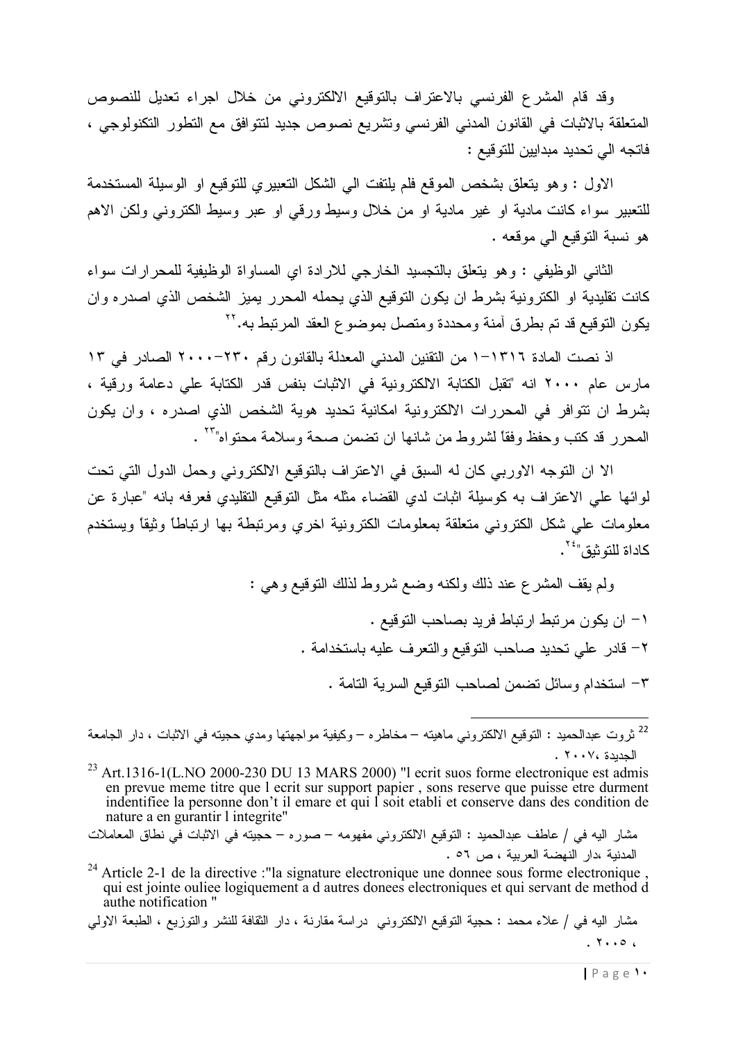وقد قام المشرع الفرنسي بالاعتراف بالتوقيع الالكتروني من خلال اجراء تعديل للنصوص المتعلقة بالاثبات في القانون المدني الفرنسي وتشريع نصوص جديد لتتوافق مع التطور التكنولوجي ، فاتجه الي تحديد مبدايين للتوقيع :

الاول : وهو يتعلق بشخص الموقع فلم يلتفت الي الشكل التعبيري للتوقيع او الوسيلة المستخدمة للتعبير سواء كانت مادية او غير مادية او من خلال وسيط ورقي او عبر وسيط الكتروني ولكن الاهم هو نسبة التوقيع الي موقعه .

الثاني الوظيفي : وهو يتعلق بالتجسيد الخارجي للارادة اي المساواة الوظيفية للمحرارات سواء كانت تقليدية او الكترونية بشرط ان يكون التوقيع الذي يحمله المحرر يميز الشخص الذي اصدره وان يكون التوقيع قد تم بطرق آمنة ومحددة ومتصل بموضوع العقد المرتبط به.[22]

اذ نصت المادة ١٣١٦-١ من التقنين المدني المعدلة بالقانون رقم ٢٣٠-٢٠٠٠ الصادر في ١٣ مارس عام ٢٠٠٠ انه "تقبل الكتابة الالكترونية في الاثبات بنفس قدر الكتابة علي دعامة ورقية ، بشرط ان تتوافر في المحررات الالكترونية امكانية تحديد هوية الشخص الذي اصدره ، وان يكون المحرر قد كتب وحفظ وفقاً لشروط من شانها ان تضمن صحة وسلامة محتواه"[23] .

الا ان التوجه الاوربي كان له السبق في الاعتراف بالتوقيع الالكتروني وحمل الدول التي تحت لوائها علي الاعتراف به كوسيلة اثبات لدي القضاء مثله مثل التوقيع التقليدي فعرفه بانه "عبارة عن معلومات علي شكل الكتروني متعلقة بمعلومات الكترونية اخري ومرتبطة بها ارتباطاً وثيقاً ويستخدم كاداة للتوثيق"[24].

ولم يقف المشرع عند ذلك ولكنه وضع شروط لذلك التوقيع وهي :

١- ان يكون مرتبط ارتباط فريد بصاحب التوقيع .

٢- قادر علي تحديد صاحب التوقيع والتعرف عليه باستخدامة .

٣- استخدام وسائل تضمن لصاحب التوقيع السرية التامة .

---

[22] ثروت عبدالحميد : التوقيع الالكتروني ماهيته – مخاطره – وكيفية مواجهتها ومدي حجيته في الاثبات ، دار الجامعة الجديدة ،٢٠٠٧ .

[23] Art.1316-1(L.NO 2000-230 DU 13 MARS 2000) "l ecrit suos forme electronique est admis en prevue meme titre que l ecrit sur support papier , sons reserve que puisse etre durment indentifiee la personne don't il emare et qui l soit etabli et conserve dans des condition de nature a en gurantir l integrite"

مشار اليه في / عاطف عبدالحميد : التوقيع الالكتروني مفهومه – صوره – حجيته في الاثبات في نطاق المعاملات المدنية ،دار النهضة العربية ، ص ٥٦ .

[24] Article 2-1 de la directive :"la signature electronique une donnee sous forme electronique , qui est jointe ouliee logiquement a d autres donees electroniques et qui servant de method d authe notification "

مشار اليه في / علاء محمد : حجية التوقيع الالكتروني دراسة مقارنة ، دار الثقافة للنشر والتوزيع ، الطبعة الاولي ، ٢٠٠٥ .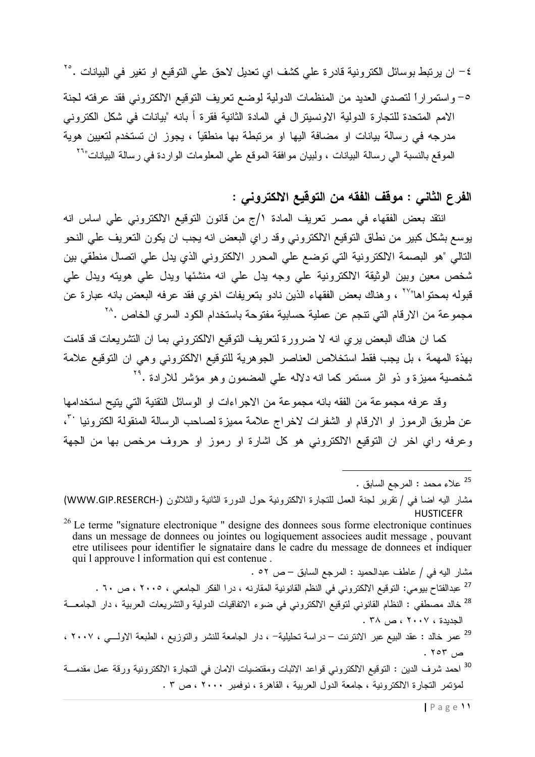٤- ان يرتبط بوسائل الكترونية قادرة علي كشف اي تعديل لاحق علي التوقيع او تغير في البيانات .[٢٥]

٥- واستمراراً لتصدي العديد من المنظمات الدولية لوضع تعريف التوقيع الالكتروني فقد عرفته لجنة الامم المتحدة للتجارة الدولية الاونسيترال في المادة الثانية فقرة أ بانه "بيانات في شكل الكتروني مدرجه في رسالة بيانات او مضافة اليها او مرتبطة بها منطقياً ، يجوز ان تستخدم لتعيين هوية الموقع بالنسبة الي رسالة البيانات ، ولبيان موافقة الموقع علي المعلومات الواردة في رسالة البيانات"[٢٦]

## الفرع الثاني : موقف الفقه من التوقيع الالكتروني :

انتقد بعض الفقهاء في مصر تعريف المادة ١/ج من قانون التوقيع الالكتروني علي اساس انه يوسع بشكل كبير من نطاق التوقيع الالكتروني وقد راي البعض انه يجب ان يكون التعريف علي النحو التالي "هو البصمة الالكترونية التي توضع علي المحرر الالكتروني الذي يدل علي اتصال منطقي بين شخص معين وبين الوثيقة الالكترونية علي وجه يدل علي انه منشئها ويدل علي هويته ويدل علي قبوله بمحتواها"[٢٧] ، وهناك بعض الفقهاء الذين نادو بتعريفات اخري فقد عرفه البعض بانه عبارة عن مجموعة من الارقام التي تنجم عن عملية حسابية مفتوحة باستخدام الكود السري الخاص .[٢٨]

كما ان هناك البعض يري انه لا ضرورة لتعريف التوقيع الالكتروني بما ان التشريعات قد قامت بهذة المهمة ، بل يجب فقط استخلاص العناصر الجوهرية للتوقيع الالكتروني وهي ان التوقيع علامة شخصية مميزة و ذو اثر مستمر كما انه دلاله علي المضمون وهو مؤشر للارادة .[٢٩]

وقد عرفه مجموعة من الفقه بانه مجموعة من الاجراءات او الوسائل التقنية التي يتيح استخدامها عن طريق الرموز او الارقام او الشفرات لاخراج علامة مميزة لصاحب الرسالة المنقولة الكترونيا [٣٠]، وعرفه راي اخر ان التوقيع الالكتروني هو كل اشارة او رموز او حروف مرخص بها من الجهة

---

[25] علاء محمد : المرجع السابق .

مشار اليه اضا في / تقرير لجنة العمل للتجارة الالكترونية حول الدورة الثانية والثلاثون (WWW.GIP.RESERCH-HUSTICEFR)

[26] Le terme "signature electronique " designe des donnees sous forme electronique continues dans un message de donnees ou jointes ou logiquement associees audit message , pouvant etre utilisees pour identifier le signataire dans le cadre du message de donnees et indiquer qui l approuve l information qui est contenue .

مشار اليه في / عاطف عبدالحميد : المرجع السابق – ص ٥٢ .

[27] عبدالفتاح بيومي: التوقيع الالكتروني في النظم القانونية المقارنه ، درا الفكر الجامعي ، ٢٠٠٥ ، ص ٦٠ .

[28] خالد مصطفي : النظام القانوني لتوقيع الالكتروني في ضوء الاتفاقيات الدولية والتشريعات العربية ، دار الجامعة الجديدة ، ٢٠٠٧ ، ص ٣٨ .

[29] عمر خالد : عقد البيع عبر الانترنت – دراسة تحليلية– ، دار الجامعة للنشر والتوزيع ، الطبعة الاولي ، ٢٠٠٧ ، ص ٢٥٣ .

[30] احمد شرف الدين : التوقيع الالكتروني قواعد الاثبات ومقتضيات الامان في التجارة الالكترونية ورقة عمل مقدمة لمؤتمر التجارة الالكترونية ، جامعة الدول العربية ، القاهرة ، نوفمبر ٢٠٠٠ ، ص ٣ .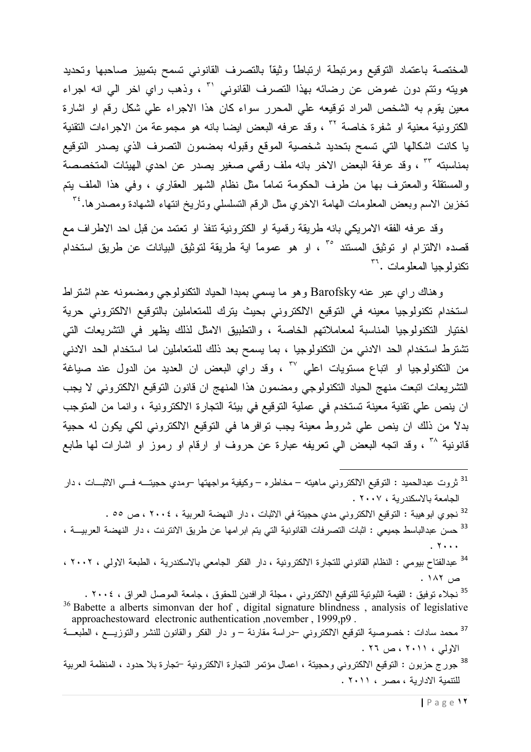المختصة باعتماد التوقيع ومرتبطة ارتباطاً وثيقاً بالتصرف القانوني تسمح بتمييز صاحبها وتحديد هويته وتتم دون غموض عن رضائه بهذا التصرف القانوني [٣١] ، وذهب راي اخر الي انه اجراء معين يقوم به الشخص المراد توقيعه علي المحرر سواء كان هذا الاجراء علي شكل رقم او اشارة الكترونية معنية او شفرة خاصة [٣٢] ، وقد عرفه البعض ايضا بانه هو مجموعة من الاجراءات التقنية يا كانت اشكالها التي تسمح بتحديد شخصية الموقع وقبوله بمضمون التصرف الذي يصدر التوقيع بمناسبته [٣٣] ، وقد عرفة البعض الاخر بانه ملف رقمي صغير يصدر عن احدي الهيئات المتخصصة والمستقلة والمعترف بها من طرف الحكومة تماماً مثل نظام الشهر العقاري ، وفي هذا الملف يتم تخزين الاسم وبعض المعلومات الهامة الاخري مثل الرقم التسلسلي وتاريخ انتهاء الشهادة ومصدرها.[٣٤]

وقد عرفه الفقه الامريكي بانه طريقة رقمية او الكترونية تنفذ او تعتمد من قبل احد الاطراف مع قصده الالتزام او توثيق المستند [٣٥] ، او هو عموماً اية طريقة لتوثيق البيانات عن طريق استخدام تكنولوجيا المعلومات .[٣٦]

وهناك راي عبر عنه Barofsky وهو ما يسمي بمبدا الحياد التكنولوجي ومضمونه عدم اشتراط استخدام تكنولوجيا معينه في التوقيع الالكتروني بحيث يترك للمتعاملين بالتوقيع الالكتروني حرية اختيار التكنولوجيا المناسبة لمعاملاتهم الخاصة ، والتطبيق الامثل لذلك يظهر في التشريعات التي تشترط استخدام الحد الادني من التكنولوجيا ، بما يسمح بعد ذلك للمتعاملين اما استخدام الحد الادني من التكنولوجيا او اتباع مستويات اعلي [٣٧] ، وقد راي البعض ان العديد من الدول عند صياغة التشريعات اتبعت منهج الحياد التكنولوجي ومضمون هذا المنهج ان قانون التوقيع الالكتروني لا يجب ان ينص علي تقنية معينة تستخدم في عملية التوقيع في بيئة التجارة الالكترونية ، وانما من المتوجب بدلاً من ذلك ان ينص علي شروط معينة يجب توافرها في التوقيع الالكتروني لكي يكون له حجية قانونية [٣٨] ، وقد اتجه البعض الي تعريفه عبارة عن حروف او ارقام او رموز او اشارات لها طابع

---

[31] ثروت عبدالحميد : التوقيع الالكتروني ماهيته – مخاطره – وكيفية مواجهتها –ومدي حجيته في الاثبات ، دار الجامعة بالاسكندرية ، ٢٠٠٧ .

[32] نجوي ابوهيبة : التوقيع الالكتروني مدي حجيتة في الاثبات ، دار النهضة العربية ، ٢٠٠٤ ، ص ٥٥ .

[33] حسن عبدالباسط جميعي : اثبات التصرفات القانونية التي يتم ابرامها عن طريق الانترنت ، دار النهضة العربية ، ٢٠٠٠ .

[34] عبدالفتاح بيومي : النظام القانوني للتجارة الالكترونية ، دار الفكر الجامعي بالاسكندرية ، الطبعة الاولي ، ٢٠٠٢ ، ص ١٨٢ .

[35] نجلاء توفيق : القيمة الثبوتية للتوقيع الالكتروني ، مجلة الرافدين للحقوق ، جامعة الموصل العراق ، ٢٠٠٤ .

[36] Babette a alberts simonvan der hof , digital signature blindness , analysis of legislative approachestoward electronic authentication ,november , 1999,p9 .

[37] محمد سادات : خصوصية التوقيع الالكتروني –دراسة مقارنة – و دار الفكر والقانون للنشر والتوزيع ، الطبعة الاولي ، ٢٠١١ ، ص ٢٦ .

[38] جورج حزبون : التوقيع الالكتروني وحجيتة ، اعمال مؤتمر التجارة الالكترونية –تجارة بلا حدود ، المنظمة العربية للتنمية الادارية ، مصر ، ٢٠١١ .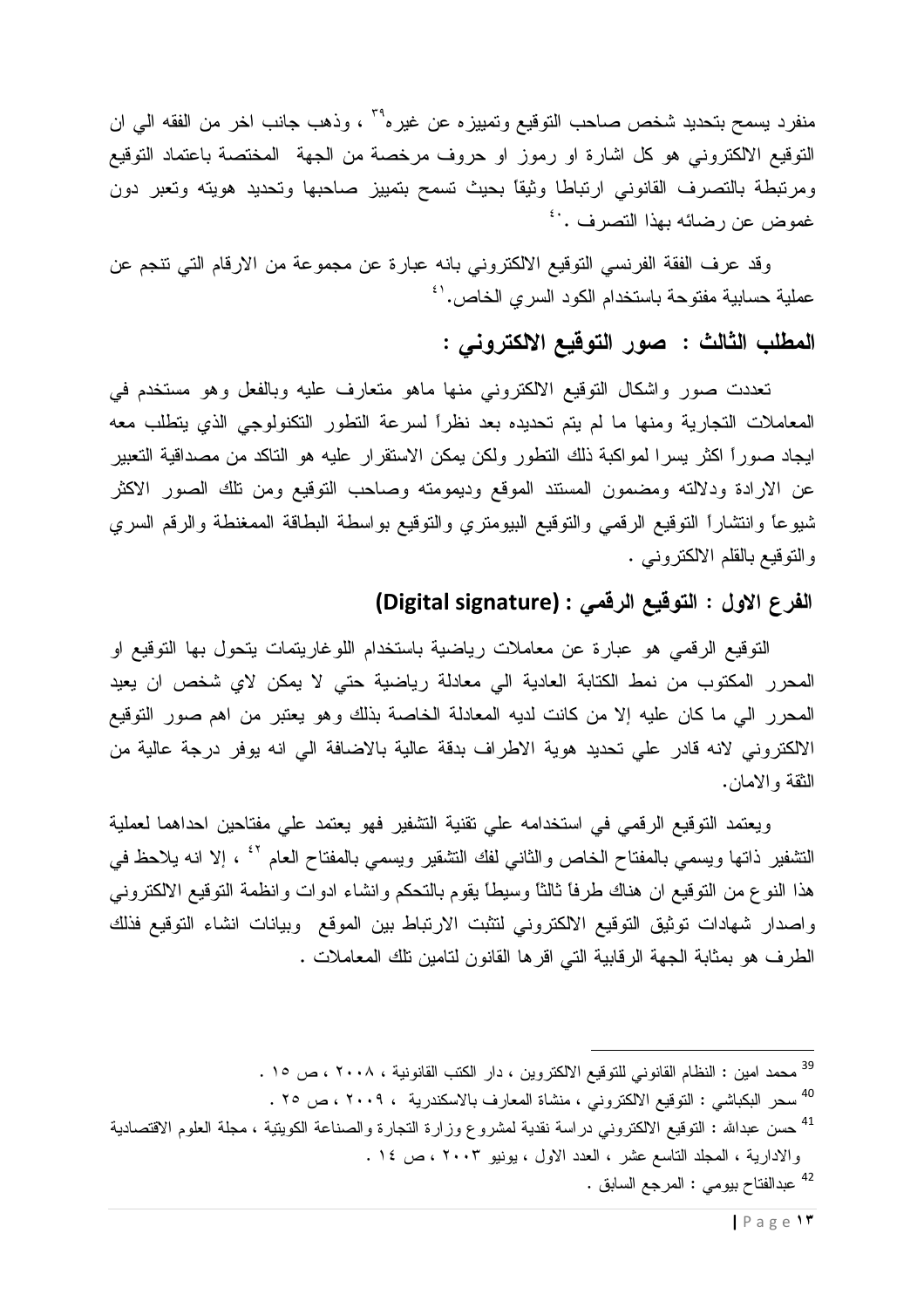منفرد يسمح بتحديد شخص صاحب التوقيع وتمييزه عن غيره[39] ، وذهب جانب اخر من الفقه الي ان التوقيع الالكتروني هو كل اشارة او رموز او حروف مرخصة من الجهة المختصة باعتماد التوقيع ومرتبطة بالتصرف القانوني ارتباطا وثيقاً بحيث تسمح بتمييز صاحبها وتحديد هويته وتعبر دون غموض عن رضائه بهذا التصرف .[40]

وقد عرف الفقة الفرنسي التوقيع الالكتروني بانه عبارة عن مجموعة من الارقام التي تنجم عن عملية حسابية مفتوحة باستخدام الكود السري الخاص.[41]

## المطلب الثالث : صور التوقيع الالكتروني :

تعددت صور واشكال التوقيع الالكتروني منها ماهو متعارف عليه وبالفعل وهو مستخدم في المعاملات التجارية ومنها ما لم يتم تحديده بعد نظراً لسرعة التطور التكنولوجي الذي يتطلب معه ايجاد صوراً اكثر يسرا لمواكبة ذلك التطور ولكن يمكن الاستقرار عليه هو التاكد من مصداقية التعبير عن الارادة ودلالته ومضمون المستند الموقع وديمومته وصاحب التوقيع ومن تلك الصور الاكثر شيوعاً وانتشاراً التوقيع الرقمي والتوقيع البيومتري والتوقيع بواسطة البطاقة الممغنطة والرقم السري والتوقيع بالقلم الالكتروني .

### الفرع الاول : التوقيع الرقمي : (Digital signature)

التوقيع الرقمي هو عبارة عن معاملات رياضية باستخدام اللوغاريتمات يتحول بها التوقيع او المحرر المكتوب من نمط الكتابة العادية الي معادلة رياضية حتي لا يمكن لاي شخص ان يعيد المحرر الي ما كان عليه إلا من كانت لديه المعادلة الخاصة بذلك وهو يعتبر من اهم صور التوقيع الالكتروني لانه قادر علي تحديد هوية الاطراف بدقة عالية بالاضافة الي انه يوفر درجة عالية من الثقة والامان.

ويعتمد التوقيع الرقمي في استخدامه علي تقنية التشفير فهو يعتمد علي مفتاحين احداهما لعملية التشفير ذاتها ويسمي بالمفتاح الخاص والثاني لفك التشفير ويسمي بالمفتاح العام[42] ، إلا انه يلاحظ في هذا النوع من التوقيع ان هناك طرفاً ثالثاً وسيطاً يقوم بالتحكم وانشاء ادوات وانظمة التوقيع الالكتروني واصدار شهادات توثيق التوقيع الالكتروني لتثبت الارتباط بين الموقع وبيانات انشاء التوقيع فذلك الطرف هو بمثابة الجهة الرقابية التي اقرها القانون لتامين تلك المعاملات .

---

[39] محمد امين : النظام القانوني للتوقيع الالكتروين ، دار الكتب القانونية ، ٢٠٠٨ ، ص ١٥ .

[40] سحر البكباشي : التوقيع الالكتروني ، منشاة المعارف بالاسكندرية ، ٢٠٠٩ ، ص ٢٥ .

[41] حسن عبدالله : التوقيع الالكتروني دراسة نقدية لمشروع وزارة التجارة والصناعة الكويتية ، مجلة العلوم الاقتصادية والادارية ، المجلد التاسع عشر ، العدد الاول ، يونيو ٢٠٠٣ ، ص ١٤ .

[42] عبدالفتاح بيومي : المرجع السابق .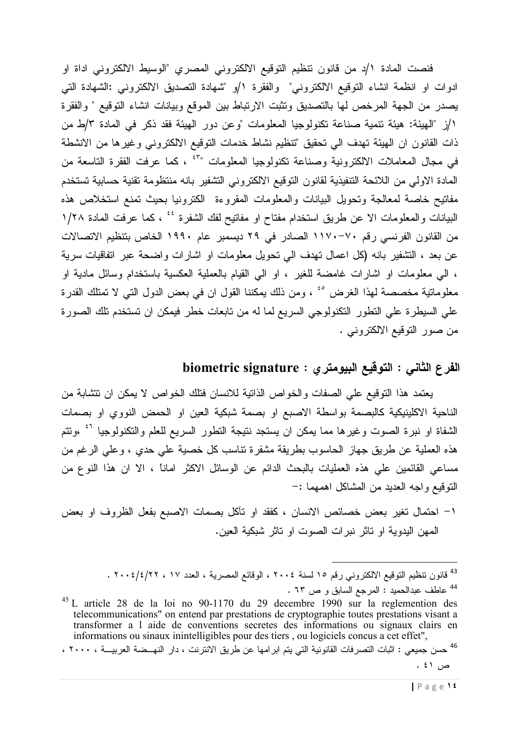فنصت المادة ١/د من قانون تنظيم التوقيع الالكتروني المصري "الوسيط الالكتروني اداة او ادوات او انظمة انشاء التوقيع الالكتروني" والفقرة ١/و "شهادة التصديق الالكتروني :الشهادة التي يصدر من الجهة المرخص لها بالتصديق وتثبت الارتباط بين الموقع وبيانات انشاء التوقيع " والفقرة ١/ز "الهيئة: هيئة تنمية صناعة تكنولوجيا المعلومات "وعن دور الهيئة فقد ذكر في المادة ٣/ط من ذات القانون ان الهيئة تهدف الي تحقيق "تنظيم نشاط خدمات التوقيع الالكتروني وغيرها من الانشطة في مجال المعاملات الالكترونية وصناعة تكنولوجيا المعلومات "[43] ، كما عرفت الفقرة التاسعة من المادة الاولي من اللائحة التنفيذية لقانون التوقيع الالكتروني التشفير بانه منظومة تقنية حسابية تستخدم مفاتيح خاصة لمعالجة وتحويل البيانات والمعلومات المقروءة الكترونيا بحيث تمنع استخلاص هذه البيانات والمعلومات الا عن طريق استخدام مفتاح او مفاتيح لفك الشفرة [44] ، كما عرفت المادة ١/٢٨ من القانون الفرنسي رقم ٧٠-١١٧٠ الصادر في ٢٩ ديسمبر عام ١٩٩٠ الخاص بتنظيم الاتصالات عن بعد ، التشفير بانه (كل اعمال تهدف الي تحويل معلومات او اشارات واضحة عبر اتفاقيات سرية ، الي معلومات او اشارات غامضة للغير ، او الي القيام بالعملية العكسية باستخدام وسائل مادية او معلوماتية مخصصة لهذا الغرض [45] ، ومن ذلك يمكننا القول ان في بعض الدول التي لا تمتلك القدرة علي السيطرة علي التطور التكنولوجي السريع لما له من تابعات خطر فيمكن ان تستخدم تلك الصورة من صور التوقيع الالكتروني .

## الفرع الثاني : التوقيع البيومتري : biometric signature

يعتمد هذا التوقيع علي الصفات والخواص الذاتية للانسان فتلك الخواص لا يمكن ان تتشابة من الناحية الاكلينيكية كالبصمة بواسطة الاصبع او بصمة شبكية العين او الحمض النووي او بصمات الشفاة او نبرة الصوت وغيرها مما يمكن ان يستجد نتيجة التطور السريع للعلم والتكنولوجيا [46] ،وتتم هذه العملية عن طريق جهاز الحاسوب بطريقة مشفرة تناسب كل خصية علي حدي ، وعلي الرغم من مساعي القائمين علي هذه العمليات بالبحث الدائم عن الوسائل الاكثر اماناً ، الا ان هذا النوع من التوقيع واجه العديد من المشاكل اهمها :-

١- احتمال تغير بعض خصائص الانسان ، كفقد او تآكل بصمات الاصبع بفعل الظروف او بعض المهن اليدوية او تاثر نبرات الصوت او تاثر شبكية العين.

---

[43] قانون تنظيم التوقيع الالكتروني رقم ١٥ لسنة ٢٠٠٤ ، الوقائع المصرية ، العدد ١٧ ، ٢٠٠٤/٤/٢٢ .

[44] عاطف عبدالحميد : المرجع السابق و ص ٦٣ .

[45] L article 28 de la loi no 90-1170 du 29 decembre 1990 sur la reglemention des telecommunications" on entend par prestations de cryptographie toutes prestations visant a transformer a l aide de conventions secretes des informations ou signaux clairs en informations ou sinaux inintelligibles pour des tiers , ou logiciels concus a cet effet",

[46] حسن جميعي : اثبات التصرفات القانونية التي يتم ابرامها عن طريق الانترنت ، دار النهضة العربية ، ٢٠٠٠ ، ص ٤١ .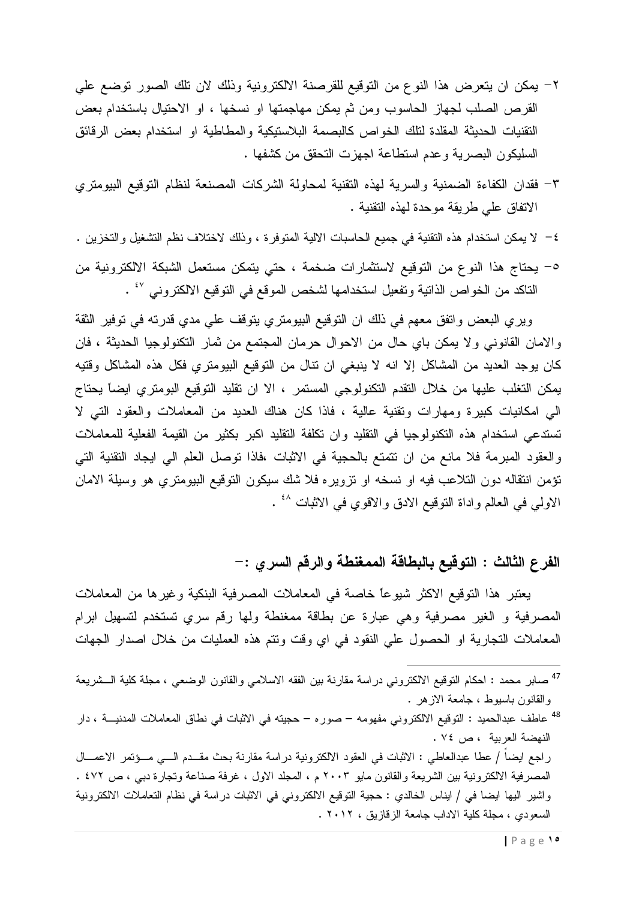٢- يمكن ان يتعرض هذا النوع من التوقيع للقرصنة الالكترونية وذلك لان تلك الصور توضع علي القرص الصلب لجهاز الحاسوب ومن ثم يمكن مهاجمتها او نسخها ، او الاحتيال باستخدام بعض التقنيات الحديثة المقلدة لتلك الخواص كالبصمة البلاستيكية والمطاطية او استخدام بعض الرقائق السليكون البصرية وعدم استطاعة اجهزت التحقق من كشفها .

٣- فقدان الكفاءة الضمنية والسرية لهذه التقنية لمحاولة الشركات المصنعة لنظام التوقيع البيومتري الاتفاق علي طريقة موحدة لهذه التقنية .

٤- لا يمكن استخدام هذه التقنية في جميع الحاسبات الالية المتوفرة ، وذلك لاختلاف نظم التشغيل والتخزين .

٥- يحتاج هذا النوع من التوقيع لاستثمارات ضخمة ، حتي يتمكن مستعمل الشبكة الالكترونية من التاكد من الخواص الذاتية وتفعيل استخدامها لشخص الموقع في التوقيع الالكتروني [٤٧] .

ويري البعض واتفق معهم في ذلك ان التوقيع البيومتري يتوقف علي مدي قدرته في توفير الثقة والامان القانوني ولا يمكن باي حال من الاحوال حرمان المجتمع من ثمار التكنولوجيا الحديثة ، فان كان يوجد العديد من المشاكل إلا انه لا ينبغي ان تنال من التوقيع البيومتري فكل هذه المشاكل وقتيه يمكن التغلب عليها من خلال التقدم التكنولوجي المستمر ، الا ان تقليد التوقيع البومتري ايضاً يحتاج الي امكانيات كبيرة ومهارات وتقنية عالية ، فاذا كان هناك العديد من المعاملات والعقود التي لا تستدعي استخدام هذه التكنولوجيا في التقليد وان تكلفة التقليد اكبر بكثير من القيمة الفعلية للمعاملات والعقود المبرمة فلا مانع من ان تتمتع بالحجية في الاثبات ،فاذا توصل العلم الي ايجاد التقنية التي تؤمن انتقاله دون التلاعب فيه او نسخه او تزويره فلا شك سيكون التوقيع البيومتري هو وسيلة الامان الاولي في العالم واداة التوقيع الادق والاقوي في الاثبات [٤٨] .

### الفرع الثالث : التوقيع بالبطاقة الممغنطة والرقم السري :-

يعتبر هذا التوقيع الاكثر شيوعاً خاصة في المعاملات المصرفية البنكية وغيرها من المعاملات المصرفية و الغير مصرفية وهي عبارة عن بطاقة ممغنطة ولها رقم سري تستخدم لتسهيل ابرام المعاملات التجارية او الحصول علي النقود في اي وقت وتتم هذه العمليات من خلال اصدار الجهات

---

[47] صابر محمد : احكام التوقيع الالكتروني دراسة مقارنة بين الفقه الاسلامي والقانون الوضعي ، مجلة كلية الشريعة والقانون باسيوط ، جامعة الازهر .

[48] عاطف عبدالحميد : التوقيع الالكتروني مفهومه – صوره – حجيته في الاثبات في نطاق المعاملات المدنية ، دار النهضة العربية ، ص ٧٤ .

راجع ايضاً / عطا عبدالعاطي : الاثبات في العقود الالكترونية دراسة مقارنة بحث مقدم الي مؤتمر الاعمال المصرفية الالكترونية بين الشريعة والقانون مايو ٢٠٠٣ م ، المجلد الاول ، غرفة صناعة وتجارة دبي ، ص ٤٧٢ .

واشير اليها ايضا في / ايناس الخالدي : حجية التوقيع الالكتروني في الاثبات دراسة في نظام التعاملات الالكترونية السعودي ، مجلة كلية الاداب جامعة الزقازيق ، ٢٠١٢ .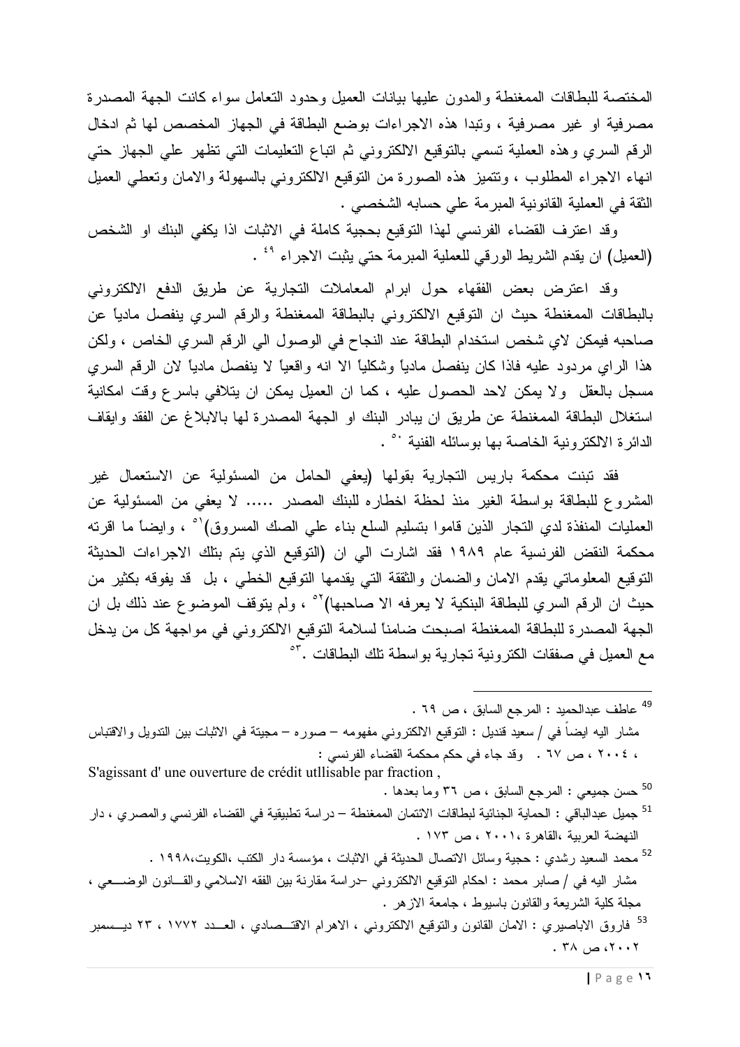المختصة للبطاقات الممغنطة والمدون عليها بيانات العميل وحدود التعامل سواء كانت الجهة المصدرة مصرفية او غير مصرفية ، وتبدا هذه الاجراءات بوضع البطاقة في الجهاز المخصص لها ثم ادخال الرقم السري وهذه العملية تسمي بالتوقيع الالكتروني ثم اتباع التعليمات التي تظهر علي الجهاز حتي انهاء الاجراء المطلوب ، وتتميز هذه الصورة من التوقيع الالكتروني بالسهولة والامان وتعطي العميل الثقة في العملية القانونية المبرمة علي حسابه الشخصي .

وقد اعترف القضاء الفرنسي لهذا التوقيع بحجية كاملة في الاثبات اذا يكفي البنك او الشخص (العميل) ان يقدم الشريط الورقي للعملية المبرمة حتي يثبت الاجراء [49] .

وقد اعترض بعض الفقهاء حول ابرام المعاملات التجارية عن طريق الدفع الالكتروني بالبطاقات الممغنطة حيث ان التوقيع الالكتروني بالبطاقة الممغنطة والرقم السري ينفصل مادياً عن صاحبه فيمكن لاي شخص استخدام البطاقة عند النجاح في الوصول الي الرقم السري الخاص ، ولكن هذا الراي مردود عليه فاذا كان ينفصل مادياً وشكلياً الا انه واقعياً لا ينفصل مادياً لان الرقم السري مسجل بالعقل ولا يمكن لاحد الحصول عليه ، كما ان العميل يمكن ان يتلافي باسرع وقت امكانية استغلال البطاقة الممغنطة عن طريق ان يبادر البنك او الجهة المصدرة لها بالابلاغ عن الفقد وايقاف الدائرة الالكترونية الخاصة بها بوسائله الفنية [50] .

فقد تبنت محكمة باريس التجارية بقولها (يعفي الحامل من المسئولية عن الاستعمال غير المشروع للبطاقة بواسطة الغير منذ لحظة اخطاره للبنك المصدر ..... لا يعفي من المسئولية عن العمليات المنفذة لدي التجار الذين قاموا بتسليم السلع بناء علي الصك المسروق)[51] ، وايضاً ما اقرته محكمة النقض الفرنسية عام ١٩٨٩ فقد اشارت الي ان (التوقيع الذي يتم بتلك الاجراءات الحديثة التوقيع المعلوماتي يقدم الامان والضمان والثقة التي يقدمها التوقيع الخطي ، بل قد يفوقه بكثير من حيث ان الرقم السري للبطاقة البنكية لا يعرفه الا صاحبها)[52] ، ولم يتوقف الموضوع عند ذلك بل ان الجهة المصدرة للبطاقة الممغنطة اصبحت ضامناً لسلامة التوقيع الالكتروني في مواجهة كل من يدخل مع العميل في صفقات الكترونية تجارية بواسطة تلك البطاقات .[53]

---

[49] عاطف عبدالحميد : المرجع السابق ، ص ٦٩ .
مشار اليه ايضاً في / سعيد قنديل : التوقيع الالكتروني مفهومه – صوره – مجيته في الاثبات بين التدويل والاقتباس ، ٢٠٠٤ ، ص ٦٧ . وقد جاء في حكم محكمة القضاء الفرنسي :
S'agissant d' une ouverture de crédit utllisable par fraction ,

[50] حسن جميعي : المرجع السابق ، ص ٣٦ وما بعدها .

[51] جميل عبدالباقي : الحماية الجنائية لبطاقات الائتمان الممغنطة – دراسة تطبيقية في القضاء الفرنسي والمصري ، دار النهضة العربية ،القاهرة ،٢٠٠١ ، ص ١٧٣ .

[52] محمد السعيد رشدي : حجية وسائل الاتصال الحديثة في الاثبات ، مؤسسة دار الكتب ،الكويت،١٩٩٨ .
مشار اليه في / صابر محمد : احكام التوقيع الالكتروني –دراسة مقارنة بين الفقه الاسلامي والقانون الوضعي ، مجلة كلية الشريعة والقانون باسيوط ، جامعة الازهر .

[53] فاروق الاباصيري : الامان القانون والتوقيع الالكتروني ، الاهرام الاقتصادي ، العدد ١٧٧٢ ، ٢٣ ديسمبر ٢٠٠٢، ص ٣٨ .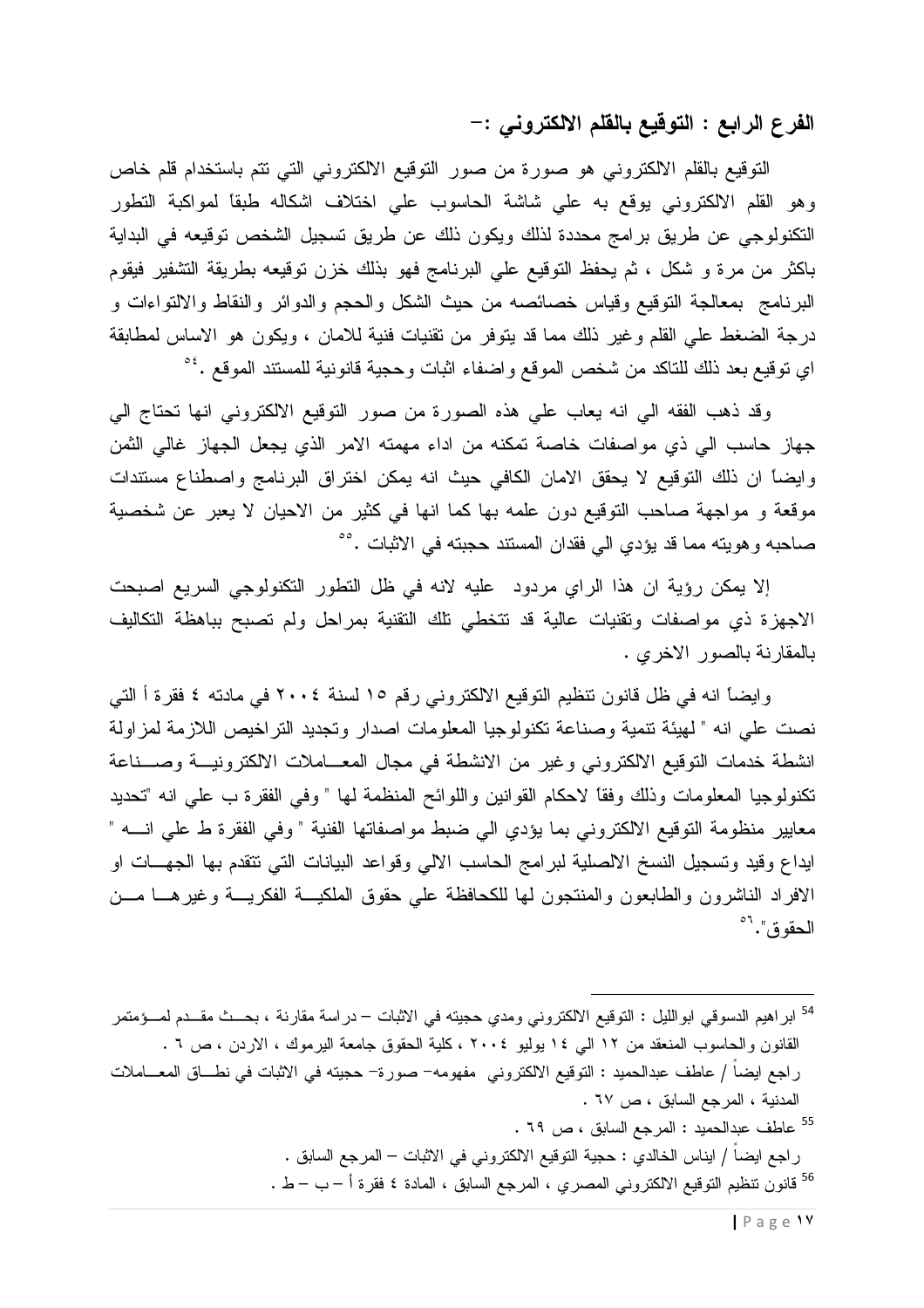### الفرع الرابع : التوقيع بالقلم الالكتروني :-

التوقيع بالقلم الالكتروني هو صورة من صور التوقيع الالكتروني التي تتم باستخدام قلم خاص وهو القلم الالكتروني يوقع به علي شاشة الحاسوب علي اختلاف اشكاله طبقاً لمواكبة التطور التكنولوجي عن طريق برامج محددة لذلك ويكون ذلك عن طريق تسجيل الشخص توقيعه في البداية باكثر من مرة و شكل ، ثم يحفظ التوقيع علي البرنامج فهو بذلك خزن توقيعه بطريقة التشفير فيقوم البرنامج بمعالجة التوقيع وقياس خصائصه من حيث الشكل والحجم والدوائر والنقاط والالتواءات و درجة الضغط علي القلم وغير ذلك مما قد يتوفر من تقنيات فنية للامان ، ويكون هو الاساس لمطابقة اي توقيع بعد ذلك للتاكد من شخص الموقع واضفاء اثبات وحجية قانونية للمستند الموقع .[٥٤]

وقد ذهب الفقه الي انه يعاب علي هذه الصورة من صور التوقيع الالكتروني انها تحتاج الي جهاز حاسب الي ذي مواصفات خاصة تمكنه من اداء مهمته الامر الذي يجعل الجهاز غالي الثمن وايضاً ان ذلك التوقيع لا يحقق الامان الكافي حيث انه يمكن اختراق البرنامج واصطناع مستندات موقعة و مواجهة صاحب التوقيع دون علمه بها كما انها في كثير من الاحيان لا يعبر عن شخصية صاحبه وهويته مما قد يؤدي الي فقدان المستند حجيته في الاثبات .[٥٥]

إلا يمكن رؤية ان هذا الراي مردود عليه لانه في ظل التطور التكنولوجي السريع اصبحت الاجهزة ذي مواصفات وتقنيات عالية قد تتخطي تلك التقنية بمراحل ولم تصبح بباهظة التكاليف بالمقارنة بالصور الاخري .

وايضاً انه في ظل قانون تنظيم التوقيع الالكتروني رقم ١٥ لسنة ٢٠٠٤ في مادته ٤ فقرة أ التي نصت علي انه " لهيئة تنمية وصناعة تكنولوجيا المعلومات اصدار وتجديد التراخيص اللازمة لمزاولة انشطة خدمات التوقيع الالكتروني وغير من الانشطة في مجال المعـاملات الالكترونيـة وصـناعة تكنولوجيا المعلومات وذلك وفقاً لاحكام القوانين واللوائح المنظمة لها " وفي الفقرة ب علي انه "تحديد معايير منظومة التوقيع الالكتروني بما يؤدي الي ضبط مواصفاتها الفنية " وفي الفقرة ط علي انـه " ايداع وقيد وتسجيل النسخ الالصلية لبرامج الحاسب الالي وقواعد البيانات التي تتقدم بها الجهـات او الافراد الناشرون والطابعون والمنتجون لها للكحافظة علي حقوق الملكيـة الفكريـة وغيرهـا مـن الحقوق".[٥٦]

---

[54] ابراهيم الدسوقي ابوالليل : التوقيع الالكتروني ومدي حجيته في الاثبات – دراسة مقارنة ، بحـث مقـدم لمـؤتمر القانون والحاسوب المنعقد من ١٢ الي ١٤ يوليو ٢٠٠٤ ، كلية الحقوق جامعة اليرموك ، الاردن ، ص ٦ .
راجع ايضاً / عاطف عبدالحميد : التوقيع الالكتروني مفهومه- صورة- حجيته في الاثبات في نطـاق المعـاملات المدنية ، المرجع السابق ، ص ٦٧ .

[55] عاطف عبدالحميد : المرجع السابق ، ص ٦٩ .
راجع ايضاً / ايناس الخالدي : حجية التوقيع الالكتروني في الاثبات – المرجع السابق .

[56] قانون تنظيم التوقيع الالكتروني المصري ، المرجع السابق ، المادة ٤ فقرة أ – ب – ط .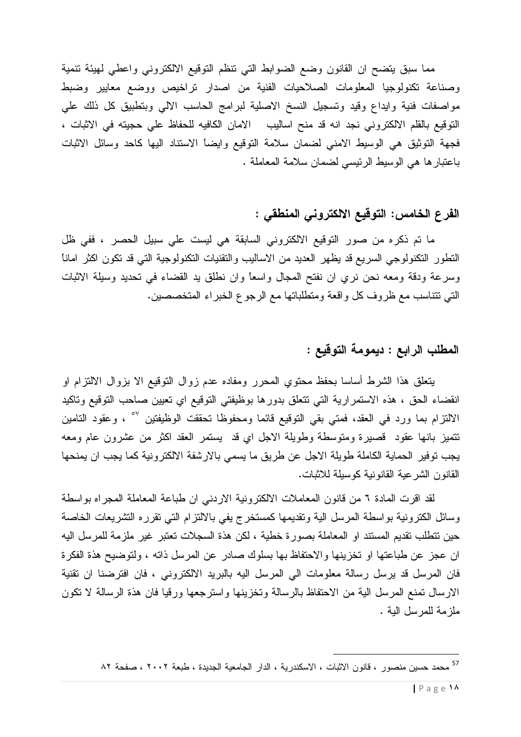مما سبق يتضح ان القانون وضع الضوابط التي تنظم التوقيع الالكتروني واعطي لهيئة تنمية وصناعة تكنولوجيا المعلومات الصلاحيات الفنية من اصدار تراخيص ووضع معايير وضبط مواصفات فنية وايداع وقيد وتسجيل النسخ الاصلية لبرامج الحاسب الالي وبتطبيق كل ذلك علي التوقيع بالقلم الالكتروني نجد انه قد منح اساليب الامان الكافيه للحفاظ علي حجيته في الاثبات ، فجهة التوثيق هي الوسيط الامني لضمان سلامة التوقيع وايضاً الاستناد اليها كاحد وسائل الاثبات باعتبارها هي الوسيط الرئيسي لضمان سلامة المعاملة .

### الفرع الخامس: التوقيع الالكتروني المنطقي :

ما تم ذكره من صور التوقيع الالكتروني السابقة هي ليست علي سبيل الحصر ، ففي ظل التطور التكنولوجي السريع قد يظهر العديد من الاساليب والتقنيات التكنولوجية التي قد تكون اكثر اماناً وسرعة ودقة ومعه نحن نري ان نفتح المجال واسعاً وان نطلق يد القضاء في تحديد وسيلة الاثبات التي تتناسب مع ظروف كل واقعة ومتطلباتها مع الرجوع الخبراء المتخصصين.

## المطلب الرابع : ديمومة التوقيع :

يتعلق هذا الشرط أساسا بحفظ محتوي المحرر ومفاده عدم زوال التوقيع الا بزوال الالتزام او انقضاء الحق ، هذه الاستمرارية التي تتعلق بدورها بوظيفتي التوقيع اي تعيين صاحب التوقيع وتاكيد الالتزام بما ورد في العقد، فمتي بقي التوقيع قائما ومحفوظا تحققت الوظيفتين [٥٧] ، وعقود التامين تتميز بانها عقود قصيرة ومتوسطة وطويلة الاجل اي قد يستمر العقد اكثر من عشرون عام ومعه يجب توفير الحماية الكاملة طويلة الاجل عن طريق ما يسمي بالارشفة الالكترونية كما يجب ان يمنحها القانون الشرعية القانونية كوسيلة للاثبات.

لقد اقرت المادة ٦ من قانون المعاملات الالكترونية الاردني ان طباعة المعاملة المجراه بواسطة وسائل الكترونية بواسطة المرسل الية وتقديمها كمستخرج يفي بالالتزام التي تقرره التشريعات الخاصة حين تتطلب تقديم المستند او المعاملة بصورة خطية ، لكن هذة السجلات تعتبر غير ملزمة للمرسل اليه ان عجز عن طباعتها او تخزينها والاحتفاظ بها بسلوك صادر عن المرسل ذاته ، ولتوضيح هذة الفكرة فان المرسل قد يرسل رسالة معلومات الي المرسل اليه بالبريد الالكتروني ، فان افترضنا ان تقنية الارسال تمنع المرسل الية من الاحتفاظ بالرسالة وتخزينها واسترجعها ورقيا فان هذة الرسالة لا تكون ملزمة للمرسل الية .

---

[57] محمد حسين منصور ، قانون الاثبات ، الاسكندرية ، الدار الجامعية الجديدة ، طبعة ٢٠٠٢ ، صفحة ٨٢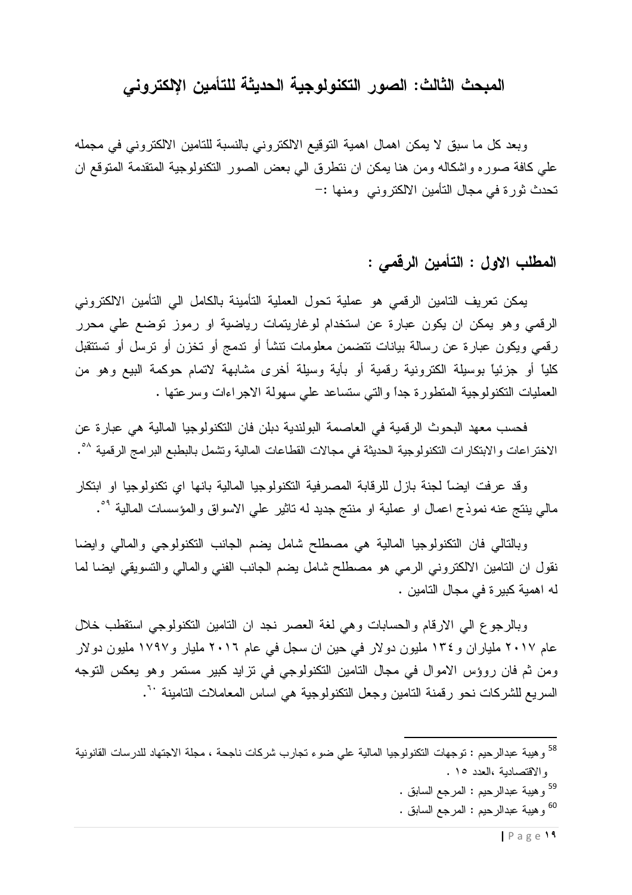## المبحث الثالث: الصور التكنولوجية الحديثة للتأمين الإلكتروني

وبعد كل ما سبق لا يمكن اهمال اهمية التوقيع الالكتروني بالنسبة للتامين الالكتروني في مجمله علي كافة صوره واشكاله ومن هنا يمكن ان نتطرق الي بعض الصور التكنولوجية المتقدمة المتوقع ان تحدث ثورة في مجال التأمين الالكتروني ومنها :-

### المطلب الاول : التأمين الرقمي :

يمكن تعريف التامين الرقمي هو عملية تحول العملية التأمينة بالكامل الي التأمين الالكتروني الرقمي وهو يمكن ان يكون عبارة عن استخدام لوغاريتمات رياضية او رموز توضع علي محرر رقمي ويكون عبارة عن رسالة بيانات تتضمن معلومات تنشأ أو تدمج أو تخزن أو ترسل أو تستقبل كلياً أو جزئياً بوسيلة الكترونية رقمية أو بأية وسيلة أخرى مشابهة لاتمام حوكمة البيع وهو من العمليات التكنولوجية المتطورة جداً والتي ستساعد علي سهولة الاجراءات وسرعتها .

فحسب معهد البحوث الرقمية في العاصمة البولندية دبلن فان التكنولوجيا المالية هي عبارة عن الاختراعات والابتكارات التكنولوجية الحديثة في مجالات القطاعات المالية وتشمل بالبطبع البرامج الرقمية [٥٨].

وقد عرفت ايضاً لجنة بازل للرقابة المصرفية التكنولوجيا المالية بانها اي تكنولوجيا او ابتكار مالي ينتج عنه نموذج اعمال او عملية او منتج جديد له تاثير علي الاسواق والمؤسسات المالية [٥٩].

وبالتالي فان التكنولوجيا المالية هي مصطلح شامل يضم الجانب التكنولوجي والمالي وايضا نقول ان التامين الالكتروني الرمي هو مصطلح شامل يضم الجانب الفني والمالي والتسويقي ايضا لما له اهمية كبيرة في مجال التامين .

وبالرجوع الي الارقام والحسابات وهي لغة العصر نجد ان التامين التكنولوجي استقطب خلال عام ٢٠١٧ ملياران و١٣٤ مليون دولار في حين ان سجل في عام ٢٠١٦ مليار و١٧٩٧ مليون دولار ومن ثم فان رؤس الاموال في مجال التامين التكنولوجي في تزايد كبير مستمر وهو يعكس التوجه السريع للشركات نحو رقمنة التامين وجعل التكنولوجية هي اساس المعاملات التامينة [٦٠].

---

[58] وهيبة عبدالرحيم : توجهات التكنولوجيا المالية علي ضوء تجارب شركات ناجحة ، مجلة الاجتهاد للدرسات القانونية والاقتصادية ،العدد ١٥ .

[59] وهيبة عبدالرحيم : المرجع السابق .

[60] وهيبة عبدالرحيم : المرجع السابق .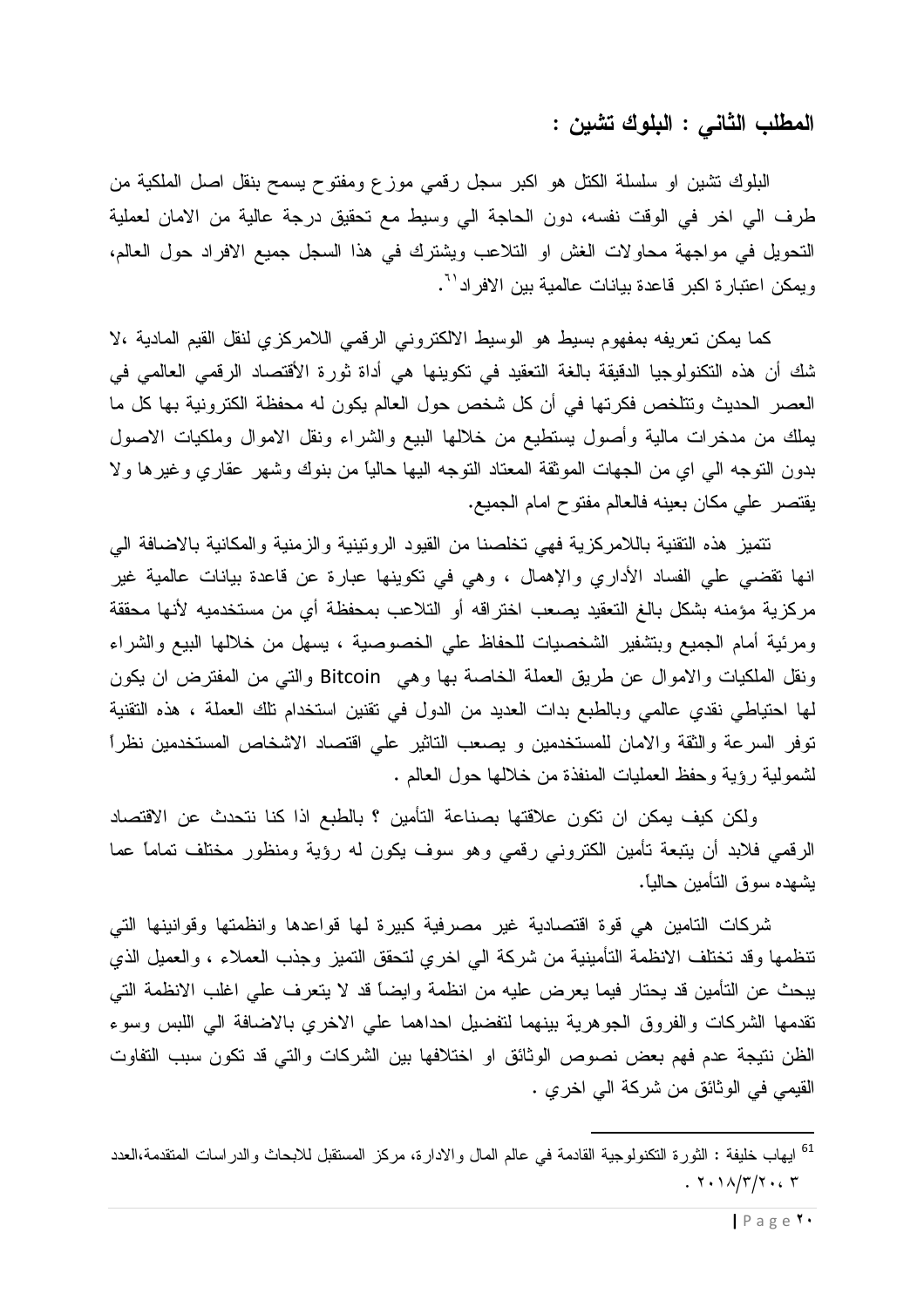## المطلب الثاني : البلوك تشين :

البلوك تشين او سلسلة الكتل هو اكبر سجل رقمي موزع ومفتوح يسمح بنقل اصل الملكية من طرف الي اخر في الوقت نفسه، دون الحاجة الي وسيط مع تحقيق درجة عالية من الامان لعملية التحويل في مواجهة محاولات الغش او التلاعب ويشترك في هذا السجل جميع الافراد حول العالم، ويمكن اعتبارة اكبر قاعدة بيانات عالمية بين الافراد[٦١].

كما يمكن تعريفه بمفهوم بسيط هو الوسيط الالكتروني الرقمي اللامركزي لنقل القيم المادية ،لا شك أن هذه التكنولوجيا الدقيقة بالغة التعقيد في تكوينها هي أداة ثورة الأقتصاد الرقمي العالمي في العصر الحديث وتتلخص فكرتها في أن كل شخص حول العالم يكون له محفظة الكترونية بها كل ما يملك من مدخرات مالية وأصول يستطيع من خلالها البيع والشراء ونقل الاموال وملكيات الاصول بدون التوجه الي اي من الجهات الموثقة المعتاد التوجه اليها حالياً من بنوك وشهر عقاري وغيرها ولا يقتصر علي مكان بعينه فالعالم مفتوح امام الجميع.

تتميز هذه التقنية باللامركزية فهي تخلصنا من القيود الروتينية والزمنية والمكانية بالاضافة الي انها تقضي علي الفساد الأداري والإهمال ، وهي في تكوينها عبارة عن قاعدة بيانات عالمية غير مركزية مؤمنه بشكل بالغ التعقيد يصعب اختراقه أو التلاعب بمحفظة أي من مستخدميه لأنها محققة ومرئية أمام الجميع وبتشفير الشخصيات للحفاظ علي الخصوصية ، يسهل من خلالها البيع والشراء ونقل الملكيات والاموال عن طريق العملة الخاصة بها وهي Bitcoin والتي من المفترض ان يكون لها احتياطي نقدي عالمي وبالطبع بدات العديد من الدول في تقنين استخدام تلك العملة ، هذه التقنية توفر السرعة والثقة والامان للمستخدمين و يصعب التاثير علي اقتصاد الاشخاص المستخدمين نظراً لشمولية رؤية وحفظ العمليات المنفذة من خلالها حول العالم .

ولكن كيف يمكن ان تكون علاقتها بصناعة التأمين ؟ بالطبع اذا كنا نتحدث عن الاقتصاد الرقمي فلابد أن يتبعة تأمين الكتروني رقمي وهو سوف يكون له رؤية ومنظور مختلف تماماً عما يشهده سوق التأمين حالياً.

شركات التامين هي قوة اقتصادية غير مصرفية كبيرة لها قواعدها وانظمتها وقوانينها التي تنظمها وقد تختلف الانظمة التأمينية من شركة الي اخري لتحقق التميز وجذب العملاء ، والعميل الذي يبحث عن التأمين قد يحتار فيما يعرض عليه من انظمة وايضاً قد لا يتعرف علي اغلب الانظمة التي تقدمها الشركات والفروق الجوهرية بينهما لتفضيل احداهما علي الاخري بالاضافة الي اللبس وسوء الظن نتيجة عدم فهم بعض نصوص الوثائق او اختلافها بين الشركات والتي قد تكون سبب التفاوت القيمي في الوثائق من شركة الي اخري .

---

[61] ايهاب خليفة : الثورة التكنولوجية القادمة في عالم المال والادارة، مركز المستقبل للابحاث والدراسات المتقدمة،العدد ٣، ٢٠١٨/٣/٢٠ .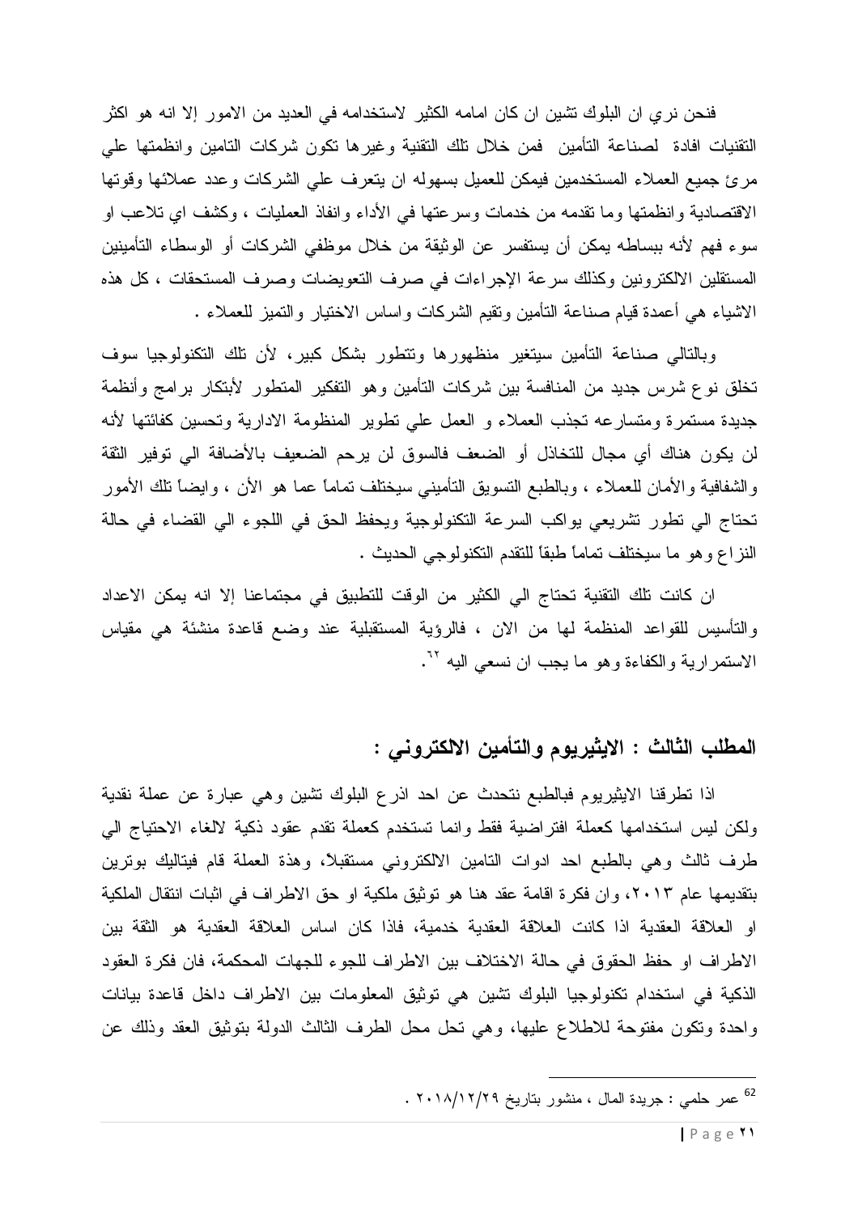فنحن نري ان البلوك تشين ان كان امامه الكثير لاستخدامه في العديد من الامور إلا انه هو اكثر التقنيات افادة لصناعة التأمين فمن خلال تلك التقنية وغيرها تكون شركات التامين وانظمتها علي مرئ جميع العملاء المستخدمين فيمكن للعميل بسهوله ان يتعرف علي الشركات وعدد عملائها وقوتها الاقتصادية وانظمتها وما تقدمه من خدمات وسرعتها في الأداء وانفاذ العمليات ، وكشف اي تلاعب او سوء فهم لأنه ببساطه يمكن أن يستفسر عن الوثيقة من خلال موظفي الشركات أو الوسطاء التأمينين المستقلين الالكترونين وكذلك سرعة الإجراءات في صرف التعويضات وصرف المستحقات ، كل هذه الاشياء هي أعمدة قيام صناعة التأمين وتقيم الشركات واساس الاختيار والتميز للعملاء .

وبالتالي صناعة التأمين سيتغير منظهورها وتتطور بشكل كبير، لأن تلك التكنولوجيا سوف تخلق نوع شرس جديد من المنافسة بين شركات التأمين وهو التفكير المتطور لأبتكار برامج وأنظمة جديدة مستمرة ومتسارعه تجذب العملاء و العمل علي تطوير المنظومة الادارية وتحسين كفائتها لأنه لن يكون هناك أي مجال للتخاذل أو الضعف فالسوق لن يرحم الضعيف بالأضافة الي توفير الثقة والشفافية والأمان للعملاء ، وبالطبع التسويق التأميني سيختلف تماماً عما هو الأن ، وايضاً تلك الأمور تحتاج الي تطور تشريعي يواكب السرعة التكنولوجية ويحفظ الحق في اللجوء الي القضاء في حالة النزاع وهو ما سيختلف تماماً طبقاً للتقدم التكنولوجي الحديث .

ان كانت تلك التقنية تحتاج الي الكثير من الوقت للتطبيق في مجتماعنا إلا انه يمكن الاعداد والتأسيس للقواعد المنظمة لها من الان ، فالرؤية المستقبلية عند وضع قاعدة منشئة هي مقياس الاستمرارية والكفاءة وهو ما يجب ان نسعي اليه [62].

## المطلب الثالث : الايثيريوم والتأمين الالكتروني :

اذا تطرقنا الايثيريوم فبالطبع نتحدث عن احد اذرع البلوك تشين وهي عبارة عن عملة نقدية ولكن ليس استخدامها كعملة افتراضية فقط وانما تستخدم كعملة تقدم عقود ذكية لالغاء الاحتياج الي طرف ثالث وهي بالطبع احد ادوات التامين الالكتروني مستقبلاً، وهذة العملة قام فيتاليك بوترين بتقديمها عام ٢٠١٣، وان فكرة اقامة عقد هنا هو توثيق ملكية او حق الاطراف في اثبات انتقال الملكية او العلاقة العقدية اذا كانت العلاقة العقدية خدمية، فاذا كان اساس العلاقة العقدية هو الثقة بين الاطراف او حفظ الحقوق في حالة الاختلاف بين الاطراف للجوء للجهات المحكمة، فان فكرة العقود الذكية في استخدام تكنولوجيا البلوك تشين هي توثيق المعلومات بين الاطراف داخل قاعدة بيانات واحدة وتكون مفتوحة للاطلاع عليها، وهي تحل محل الطرف الثالث الدولة بتوثيق العقد وذلك عن

---

[62] عمر حلمي : جريدة المال ، منشور بتاريخ ٢٠١٨/١٢/٢٩ .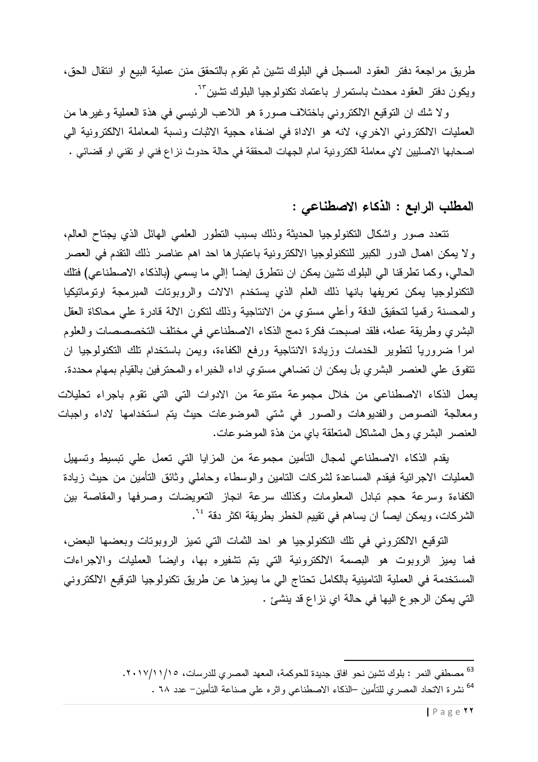طريق مراجعة دفتر العقود المسجل في البلوك تشين ثم تقوم بالتحقق منن عملية البيع او انتقال الحق، ويكون دفتر العقود محدث باستمرار باعتماد تكنولوجيا البلوك تشين[63].

ولا شك ان التوقيع الالكتروني باختلاف صورة هو اللاعب الرئيسي في هذة العملية وغيرها من العمليات الالكتروني الاخري، لانه هو الاداة في اضفاء حجية الاثبات ونسبة المعاملة الالكترونية الي اصحابها الاصليين لاي معاملة الكترونية امام الجهات المحققة في حالة حدوث نزاع فني او تقني او قضائي .

## المطلب الرابع : الذكاء الاصطناعي :

تتعدد صور واشكال التكنولوجيا الحديثة وذلك بسبب التطور العلمي الهائل الذي يجتاح العالم، ولا يمكن اهمال الدور الكبير للتكنولوجيا الالكترونية باعتبارها احد اهم عناصر ذلك التقدم في العصر الحالي، وكما تطرقنا الي البلوك تشين يمكن ان نتطرق ايضاً إلي ما يسمي (بالذكاء الاصطناعي) فتلك التكنولوجيا يمكن تعريفها بانها ذلك العلم الذي يستخدم الالات والروبوتات المبرمجة اوتوماتيكيا والمحسنة رقمياً لتحقيق الدقة وأعلي مستوي من الانتاجية وذلك لتكون الالة قادرة علي محاكاة العقل البشري وطريقة عمله، فلقد اصبحت فكرة دمج الذكاء الاصطناعي في مختلف التخصصصات والعلوم امراً ضرورياً لتطوير الخدمات وزيادة الانتاجية ورفع الكفاءة، ويمن باستخدام تلك التكنولوجيا ان تتفوق علي العنصر البشري بل يمكن ان تضاهي مستوي اداء الخبراء والمحترفين بالقيام بمهام محددة.

يعمل الذكاء الاصطناعي من خلال مجموعة متنوعة من الادوات التي تقوم باجراء تحليلات ومعالجة النصوص والفديوهات والصور في شتي الموضوعات حيث يتم استخدامها لاداء واجبات العنصر البشري وحل المشاكل المتعلقة باي من هذة الموضوعات.

يقدم الذكاء الاصطناعي لمجال التأمين مجموعة من المزايا التي تعمل علي تبسيط وتسهيل العمليات الاجرائية فيقدم المساعدة لشركات التامين والوسطاء وحاملي وثائق التأمين من حيث زيادة الكفاءة وسرعة حجم تبادل المعلومات وكذلك سرعة انجاز التعويضات وصرفها والمقاصة بين الشركات، ويمكن ايضاً ان يساهم في تقييم الخطر بطريقة اكثر دقة [64].

التوقيع الالكتروني في تلك التكنولوجيا هو احد الثمات التي تميز الروبوتات وبعضها البعض، فما يميز الروبوت هو البصمة الالكترونية التي يتم تشفيره بها، وايضاً العمليات والاجراءات المستخدمة في العملية التامينية بالكامل تحتاج الي ما يميزها عن طريق تكنولوجيا التوقيع الالكتروني التي يمكن الرجوع اليها في حالة اي نزاع قد ينشئ .

---

[63] مصطفي النمر : بلوك تشين نحو افاق جديدة للحوكمة، المعهد المصري للدرسات، ٢٠١٧/١١/١٥.

[64] نشرة الاتحاد المصري للتأمين –الذكاء الاصطناعي واثره علي صناعة التأمين– عدد ٦٨ .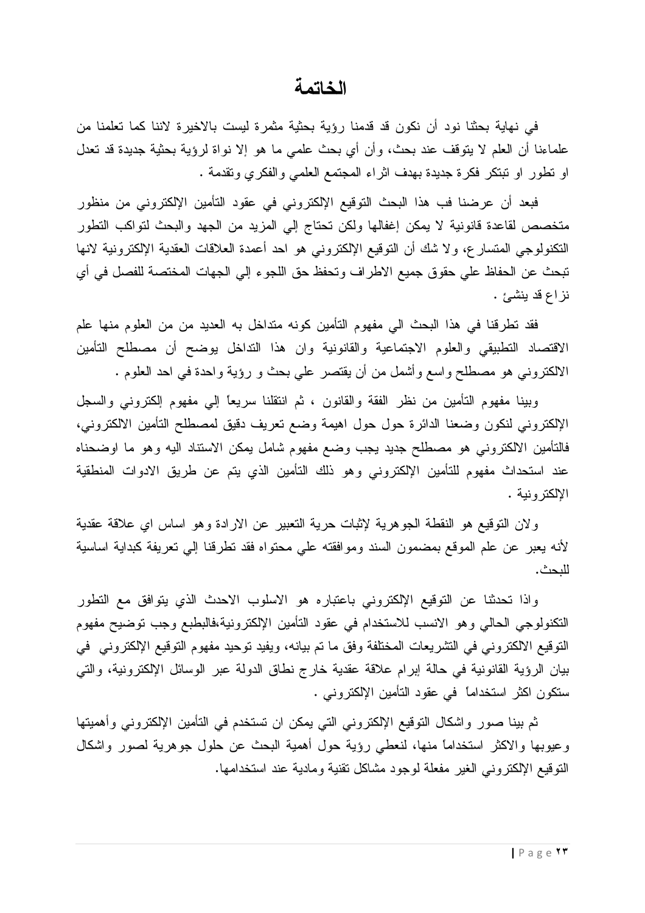# الخاتمة

في نهاية بحثنا نود أن نكون قد قدمنا رؤية بحثية مثمرة ليست بالاخيرة لاننا كما تعلمنا من علماءنا أن العلم لا يتوقف عند بحث، وأن أي بحث علمي ما هو إلا نواة لرؤية بحثية جديدة قد تعدل او تطور او تبتكر فكرة جديدة بهدف اثراء المجتمع العلمي والفكري وتقدمة .

فبعد أن عرضنا فب هذا البحث التوقيع الإلكتروني في عقود التأمين الإلكتروني من منظور متخصص لقاعدة قانونية لا يمكن إغفالها ولكن تحتاج إلي المزيد من الجهد والبحث لتواكب التطور التكنولوجي المتسارع، ولا شك أن التوقيع الإلكتروني هو احد أعمدة العلاقات العقدية الإلكترونية لانها تبحث عن الحفاظ علي حقوق جميع الاطراف وتحفظ حق اللجوء إلي الجهات المختصة للفصل في أي نزاع قد ينشئ .

فقد تطرقنا في هذا البحث الي مفهوم التأمين كونه متداخل به العديد من من العلوم منها علم الاقتصاد التطبيقي والعلوم الاجتماعية والقانونية وان هذا التداخل يوضح أن مصطلح التأمين الالكتروني هو مصطلح واسع وأشمل من أن يقتصر علي بحث و رؤية واحدة في احد العلوم .

وبينا مفهوم التأمين من نظر الفقة والقانون ، ثم انتقلنا سريعاً إلي مفهوم إلكتروني والسجل الإلكتروني لنكون وضعنا الدائرة حول حول اهيمة وضع تعريف دقيق لمصطلح التأمين الالكتروني، فالتأمين الالكتروني هو مصطلح جديد يجب وضع مفهوم شامل يمكن الاستناد اليه وهو ما اوضحناه عند استحداث مفهوم للتأمين الإلكتروني وهو ذلك التأمين الذي يتم عن طريق الادوات المنطقية الإلكترونية .

ولان التوقيع هو النقطة الجوهرية لإثبات حرية التعبير عن الارادة وهو اساس اي علاقة عقدية لأنه يعبر عن علم الموقع بمضمون السند وموافقته علي محتواه فقد تطرقنا إلي تعريفة كبداية اساسية للبحث.

واذا تحدثنا عن التوقيع الإلكتروني باعتباره هو الاسلوب الاحدث الذي يتوافق مع التطور التكنولوجي الحالي وهو الانسب للاستخدام في عقود التأمين الإلكترونية،فالبطبع وجب توضيح مفهوم التوقيع الالكتروني في التشريعات المختلفة وفق ما تم بيانه، ويفيد توحيد مفهوم التوقيع الإلكتروني في بيان الرؤية القانونية في حالة إبرام علاقة عقدية خارج نطاق الدولة عبر الوسائل الإلكترونية، والتي ستكون اكثر استخداماً في عقود التأمين الإلكتروني .

ثم بينا صور واشكال التوقيع الإلكتروني التي يمكن ان تستخدم في التأمين الإلكتروني وأهميتها وعيوبها والاكثر استخداماً منها، لنعطي رؤية حول أهمية البحث عن حلول جوهرية لصور واشكال التوقيع الإلكتروني الغير مفعلة لوجود مشاكل تقنية ومادية عند استخدامها.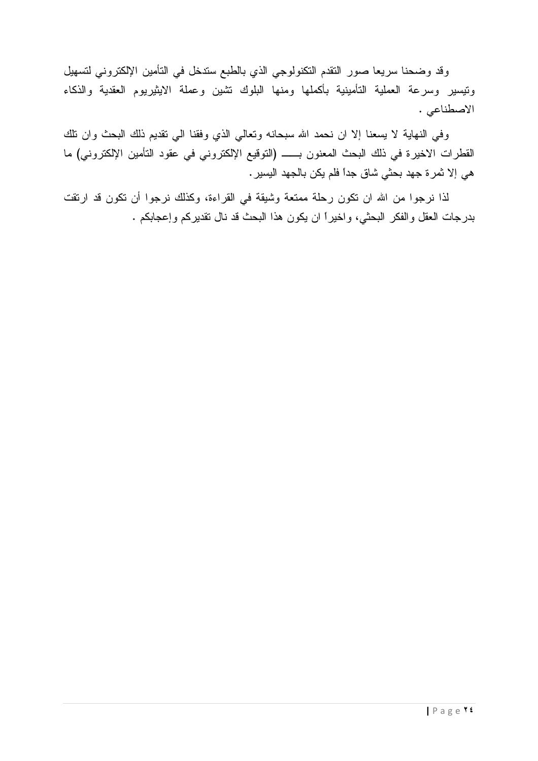وقد وضحنا سريعا صور التقدم التكنولوجي الذي بالطبع ستدخل في التأمين الإلكتروني لتسهيل وتيسير وسرعة العملية التأمينية بأكملها ومنها البلوك تشين وعملة الايثيريوم العقدية والذكاء الاصطناعي .

وفي النهاية لا يسعنا إلا ان نحمد الله سبحانه وتعالي الذي وفقنا الي تقديم ذلك البحث وان تلك القطرات الاخيرة في ذلك البحث المعنون بـــــ (التوقيع الإلكتروني في عقود التأمين الإلكتروني) ما هي إلا ثمرة جهد بحثي شاق جداً فلم يكن بالجهد اليسير.

لذا نرجوا من الله ان تكون رحلة ممتعة وشيقة في القراءة، وكذلك نرجوا أن تكون قد ارتقت بدرجات العقل والفكر البحثي، واخيراً ان يكون هذا البحث قد نال تقديركم وإعجابكم .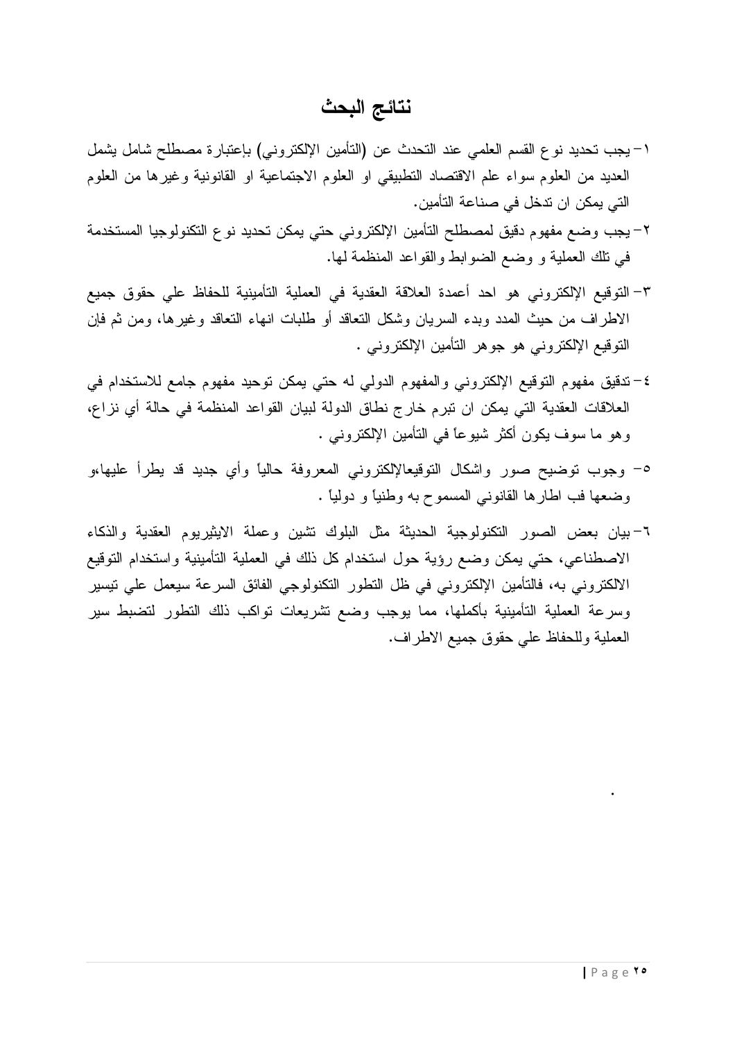# نتائج البحث

١- يجب تحديد نوع القسم العلمي عند التحدث عن (التأمين الإلكتروني) بإعتبارة مصطلح شامل يشمل العديد من العلوم سواء علم الاقتصاد التطبيقي او العلوم الاجتماعية او القانونية وغيرها من العلوم التي يمكن ان تدخل في صناعة التأمين.

٢- يجب وضع مفهوم دقيق لمصطلح التأمين الإلكتروني حتي يمكن تحديد نوع التكنولوجيا المستخدمة في تلك العملية و وضع الضوابط والقواعد المنظمة لها.

٣- التوقيع الإلكتروني هو احد أعمدة العلاقة العقدية في العملية التأمينية للحفاظ علي حقوق جميع الاطراف من حيث المدد وبدء السريان وشكل التعاقد أو طلبات انهاء التعاقد وغيرها، ومن ثم فإن التوقيع الإلكتروني هو جوهر التأمين الإلكتروني .

٤- تدقيق مفهوم التوقيع الإلكتروني والمفهوم الدولي له حتي يمكن توحيد مفهوم جامع للاستخدام في العلاقات العقدية التي يمكن ان تبرم خارج نطاق الدولة لبيان القواعد المنظمة في حالة أي نزاع، وهو ما سوف يكون أكثر شيوعاً في التأمين الإلكتروني .

٥- وجوب توضيح صور واشكال التوقيعالإلكتروني المعروفة حالياً وأي جديد قد يطرأ عليها،و وضعها فب اطارها القانوني المسموح به وطنياً و دولياً .

٦- بيان بعض الصور التكنولوجية الحديثة مثل البلوك تشين وعملة الايثيريوم العقدية والذكاء الاصطناعي، حتي يمكن وضع رؤية حول استخدام كل ذلك في العملية التأمينية واستخدام التوقيع الالكتروني به، فالتأمين الإلكتروني في ظل التطور التكنولوجي الفائق السرعة سيعمل علي تيسير وسرعة العملية التأمينية بأكملها، مما يوجب وضع تشريعات تواكب ذلك التطور لتضبط سير العملية وللحفاظ علي حقوق جميع الاطراف.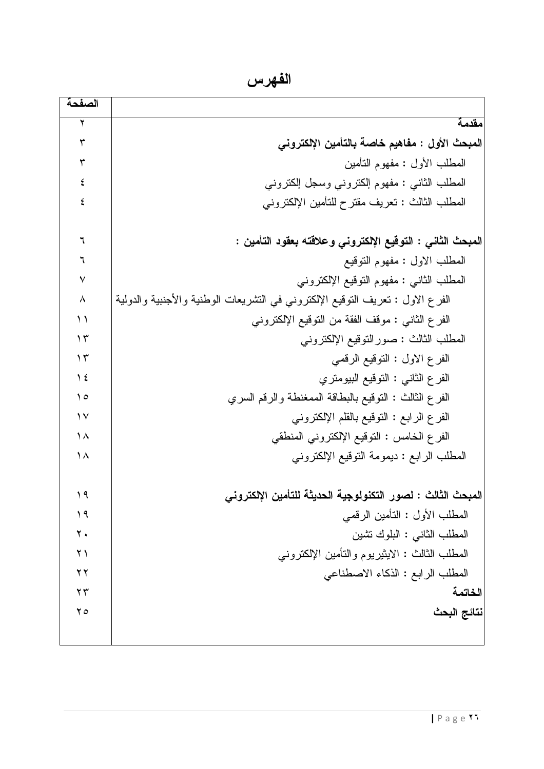# الفهرس

| | الصفحة |
|---|---|
| **مقدمة** | ٢ |
| **المبحث الأول : مفاهيم خاصة بالتأمين الإلكتروني** | ٣ |
| المطلب الأول : مفهوم التأمين | ٣ |
| المطلب الثاني : مفهوم إلكتروني وسجل إلكتروني | ٤ |
| المطلب الثالث : تعريف مقترح للتأمين الإلكتروني | ٤ |
| | |
| **المبحث الثاني : التوقيع الإلكتروني وعلاقته بعقود التأمين :** | ٦ |
| المطلب الاول : مفهوم التوقيع | ٦ |
| المطلب الثاني : مفهوم التوقيع الإلكتروني | ٧ |
| الفرع الاول : تعريف التوقيع الإلكتروني في التشريعات الوطنية والأجنبية والدولية | ٨ |
| الفرع الثاني : موقف الفقة من التوقيع الإلكتروني | ١١ |
| المطلب الثالث : صورالتوقيع الإلكتروني | ١٣ |
| الفرع الاول : التوقيع الرقمي | ١٣ |
| الفرع الثاني : التوقيع البيومتري | ١٤ |
| الفرع الثالث : التوقيع بالبطاقة الممغنطة والرقم السري | ١٥ |
| الفرع الرابع : التوقيع بالقلم الإلكتروني | ١٧ |
| الفرع الخامس : التوقيع الإلكتروني المنطقي | ١٨ |
| المطلب الرابع : ديمومة التوقيع الإلكتروني | ١٨ |
| | |
| **المبحث الثالث : لصور التكنولوجية الحديثة للتأمين الإلكتروني** | ١٩ |
| المطلب الأول : التأمين الرقمي | ١٩ |
| المطلب الثاني : البلوك تشين | ٢٠ |
| المطلب الثالث : الايثيريوم والتأمين الإلكتروني | ٢١ |
| المطلب الرابع : الذكاء الاصطناعي | ٢٢ |
| **الخاتمة** | ٢٣ |
| **نتائج البحث** | ٢٥ |